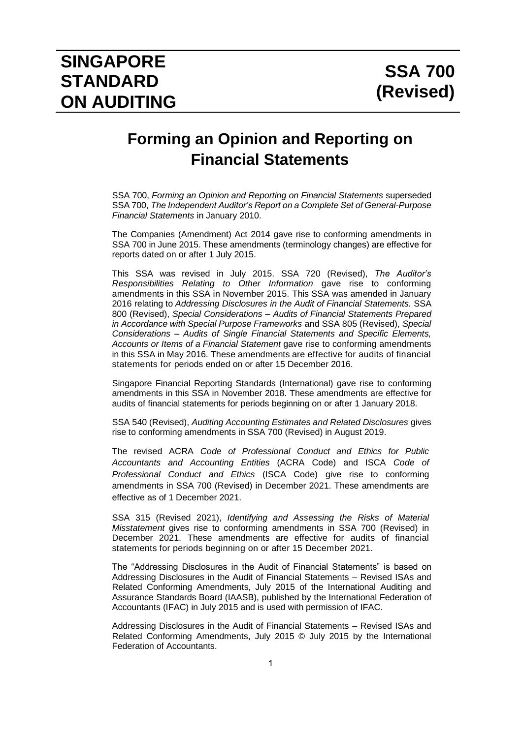# SINGAPORE STANDARD ON AUDITING

# SSA 700 (Revised)

## Forming an Opinion and Reporting on Financial Statements

SSA 700, *Forming an Opinion and Reporting on Financial Statements* superseded SSA 700, *The Independent Auditor's Report on a Complete Set of General-Purpose Financial Statements* in January 2010.

The Companies (Amendment) Act 2014 gave rise to conforming amendments in SSA 700 in June 2015. These amendments (terminology changes) are effective for reports dated on or after 1 July 2015.

This SSA was revised in July 2015. SSA 720 (Revised), *The Auditor's Responsibilities Relating to Other Information* gave rise to conforming amendments in this SSA in November 2015. This SSA was amended in January 2016 relating to *Addressing Disclosures in the Audit of Financial Statements.* SSA 800 (Revised), *Special Considerations – Audits of Financial Statements Prepared in Accordance with Special Purpose Frameworks* and SSA 805 (Revised), *Special Considerations – Audits of Single Financial Statements and Specific Elements, Accounts or Items of a Financial Statement* gave rise to conforming amendments in this SSA in May 2016. These amendments are effective for audits of financial statements for periods ended on or after 15 December 2016.

Singapore Financial Reporting Standards (International) gave rise to conforming amendments in this SSA in November 2018. These amendments are effective for audits of financial statements for periods beginning on or after 1 January 2018.

SSA 540 (Revised), *Auditing Accounting Estimates and Related Disclosures* gives rise to conforming amendments in SSA 700 (Revised) in August 2019.

The revised ACRA *Code of Professional Conduct and Ethics for Public Accountants and Accounting Entities* (ACRA Code) and ISCA *Code of Professional Conduct and Ethics* (ISCA Code) give rise to conforming amendments in SSA 700 (Revised) in December 2021. These amendments are effective as of 1 December 2021.

SSA 315 (Revised 2021), *Identifying and Assessing the Risks of Material Misstatement* gives rise to conforming amendments in SSA 700 (Revised) in December 2021. These amendments are effective for audits of financial statements for periods beginning on or after 15 December 2021.

The "Addressing Disclosures in the Audit of Financial Statements" is based on Addressing Disclosures in the Audit of Financial Statements – Revised ISAs and Related Conforming Amendments, July 2015 of the International Auditing and Assurance Standards Board (IAASB), published by the International Federation of Accountants (IFAC) in July 2015 and is used with permission of IFAC.

Addressing Disclosures in the Audit of Financial Statements – Revised ISAs and Related Conforming Amendments, July 2015 © July 2015 by the International Federation of Accountants.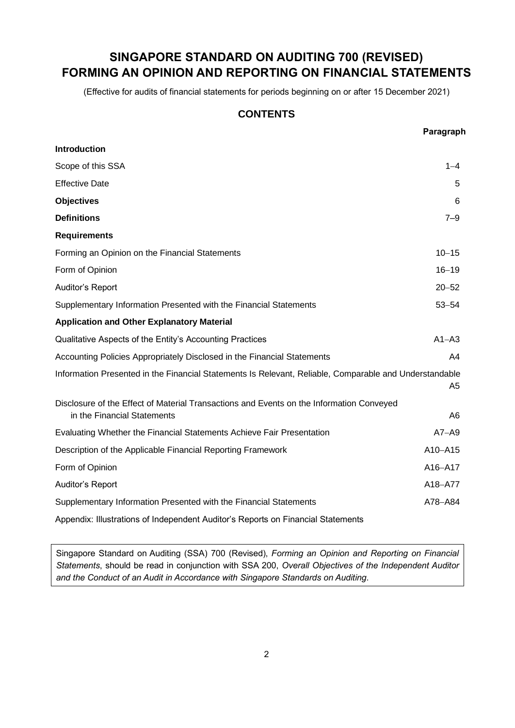# SINGAPORE STANDARD ON AUDITING 700 (REVISED)
# FORMING AN OPINION AND REPORTING ON FINANCIAL STATEMENTS

(Effective for audits of financial statements for periods beginning on or after 15 December 2021)

## CONTENTS

| | Paragraph |
|---|---|
| **Introduction** | |
| Scope of this SSA | 1–4 |
| Effective Date | 5 |
| **Objectives** | 6 |
| **Definitions** | 7–9 |
| **Requirements** | |
| Forming an Opinion on the Financial Statements | 10–15 |
| Form of Opinion | 16–19 |
| Auditor's Report | 20–52 |
| Supplementary Information Presented with the Financial Statements | 53–54 |
| **Application and Other Explanatory Material** | |
| Qualitative Aspects of the Entity's Accounting Practices | A1–A3 |
| Accounting Policies Appropriately Disclosed in the Financial Statements | A4 |
| Information Presented in the Financial Statements Is Relevant, Reliable, Comparable and Understandable | A5 |
| Disclosure of the Effect of Material Transactions and Events on the Information Conveyed in the Financial Statements | A6 |
| Evaluating Whether the Financial Statements Achieve Fair Presentation | A7–A9 |
| Description of the Applicable Financial Reporting Framework | A10–A15 |
| Form of Opinion | A16–A17 |
| Auditor's Report | A18–A77 |
| Supplementary Information Presented with the Financial Statements | A78–A84 |
| Appendix: Illustrations of Independent Auditor's Reports on Financial Statements | |

Singapore Standard on Auditing (SSA) 700 (Revised), *Forming an Opinion and Reporting on Financial Statements*, should be read in conjunction with SSA 200, *Overall Objectives of the Independent Auditor and the Conduct of an Audit in Accordance with Singapore Standards on Auditing*.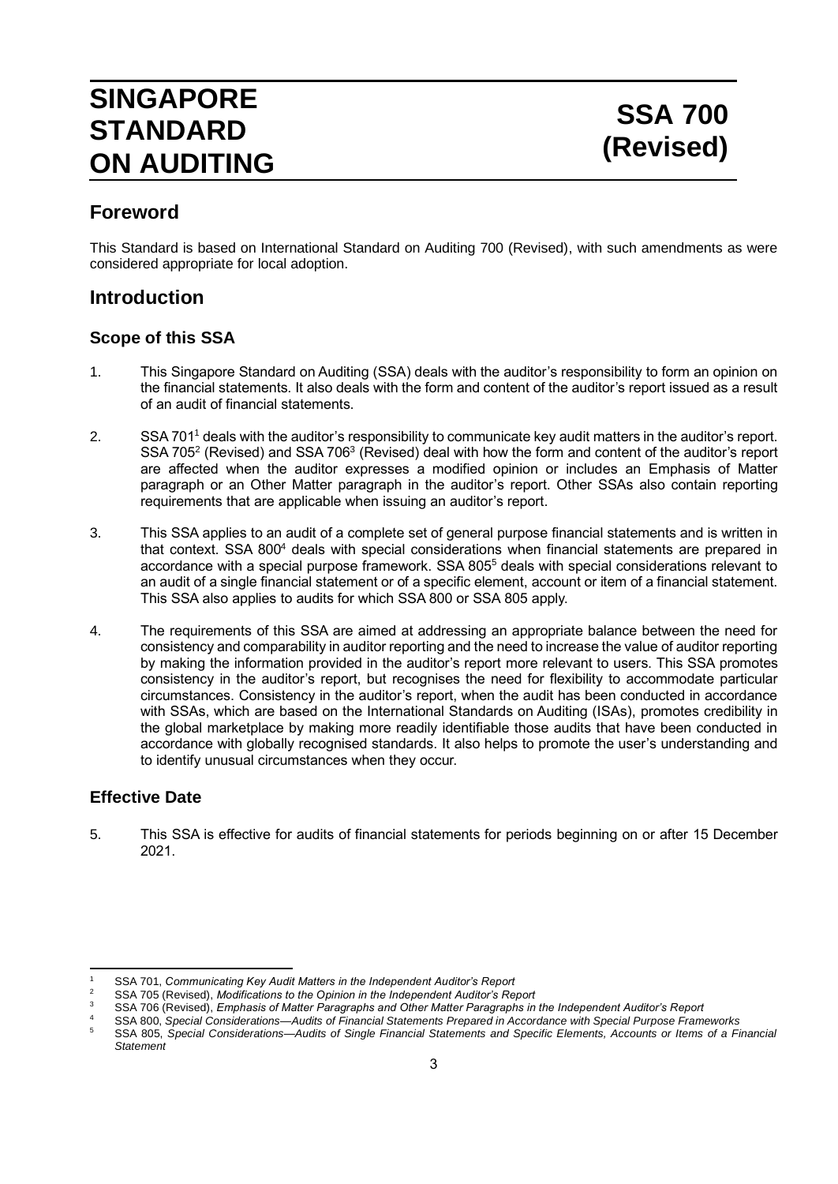# SINGAPORE STANDARD ON AUDITING

# SSA 700 (Revised)

## Foreword

This Standard is based on International Standard on Auditing 700 (Revised), with such amendments as were considered appropriate for local adoption.

## Introduction

### Scope of this SSA

1. This Singapore Standard on Auditing (SSA) deals with the auditor's responsibility to form an opinion on the financial statements. It also deals with the form and content of the auditor's report issued as a result of an audit of financial statements.

2. SSA 701[1] deals with the auditor's responsibility to communicate key audit matters in the auditor's report. SSA 705[2] (Revised) and SSA 706[3] (Revised) deal with how the form and content of the auditor's report are affected when the auditor expresses a modified opinion or includes an Emphasis of Matter paragraph or an Other Matter paragraph in the auditor's report. Other SSAs also contain reporting requirements that are applicable when issuing an auditor's report.

3. This SSA applies to an audit of a complete set of general purpose financial statements and is written in that context. SSA 800[4] deals with special considerations when financial statements are prepared in accordance with a special purpose framework. SSA 805[5] deals with special considerations relevant to an audit of a single financial statement or of a specific element, account or item of a financial statement. This SSA also applies to audits for which SSA 800 or SSA 805 apply.

4. The requirements of this SSA are aimed at addressing an appropriate balance between the need for consistency and comparability in auditor reporting and the need to increase the value of auditor reporting by making the information provided in the auditor's report more relevant to users. This SSA promotes consistency in the auditor's report, but recognises the need for flexibility to accommodate particular circumstances. Consistency in the auditor's report, when the audit has been conducted in accordance with SSAs, which are based on the International Standards on Auditing (ISAs), promotes credibility in the global marketplace by making more readily identifiable those audits that have been conducted in accordance with globally recognised standards. It also helps to promote the user's understanding and to identify unusual circumstances when they occur.

### Effective Date

5. This SSA is effective for audits of financial statements for periods beginning on or after 15 December 2021.

---

[1] SSA 701, *Communicating Key Audit Matters in the Independent Auditor's Report*

[2] SSA 705 (Revised), *Modifications to the Opinion in the Independent Auditor's Report*

[3] SSA 706 (Revised), *Emphasis of Matter Paragraphs and Other Matter Paragraphs in the Independent Auditor's Report*

[4] SSA 800, *Special Considerations—Audits of Financial Statements Prepared in Accordance with Special Purpose Frameworks*

[5] SSA 805, *Special Considerations—Audits of Single Financial Statements and Specific Elements, Accounts or Items of a Financial Statement*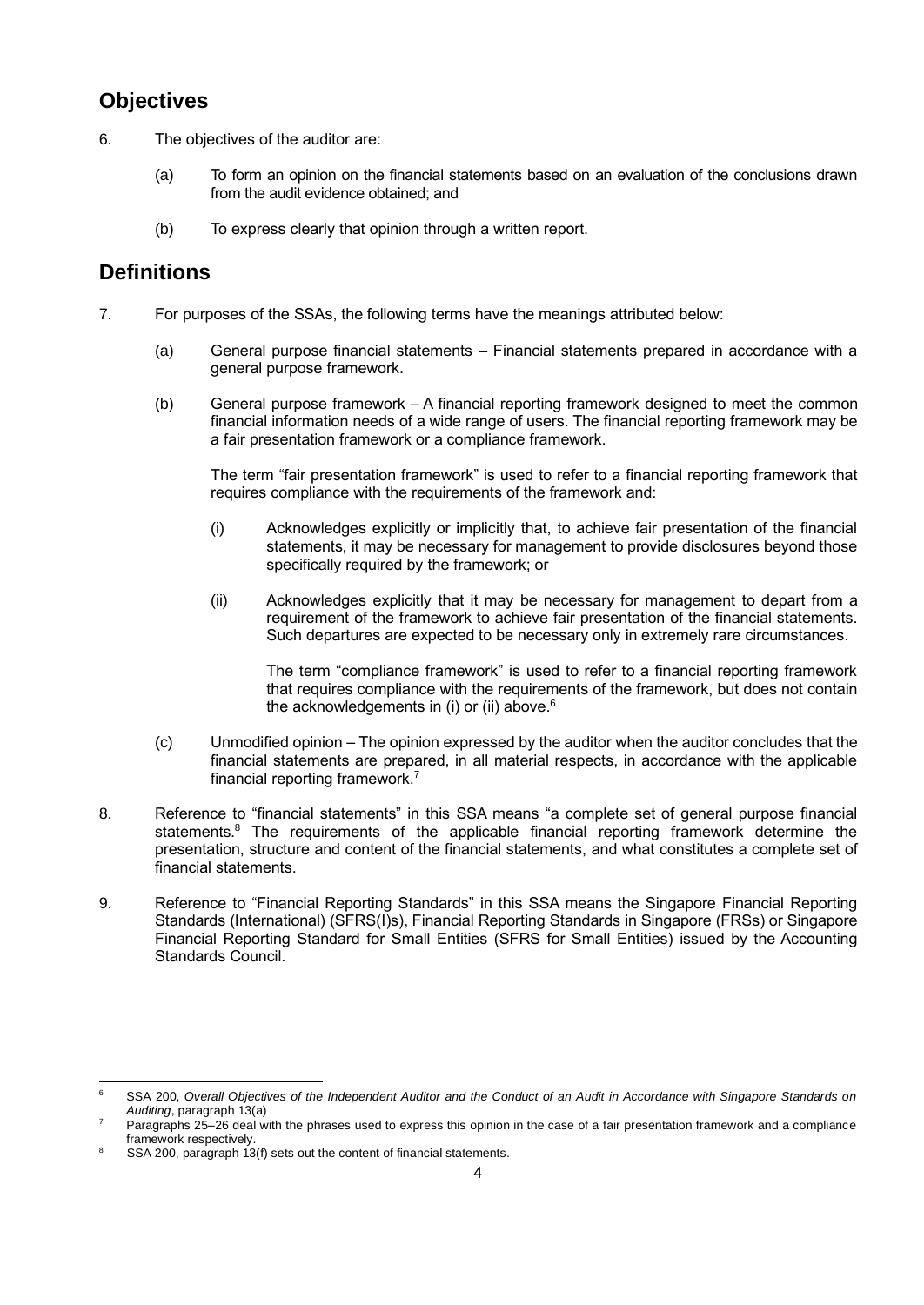## Objectives

6. The objectives of the auditor are:

   (a) To form an opinion on the financial statements based on an evaluation of the conclusions drawn from the audit evidence obtained; and

   (b) To express clearly that opinion through a written report.

## Definitions

7. For purposes of the SSAs, the following terms have the meanings attributed below:

   (a) General purpose financial statements – Financial statements prepared in accordance with a general purpose framework.

   (b) General purpose framework – A financial reporting framework designed to meet the common financial information needs of a wide range of users. The financial reporting framework may be a fair presentation framework or a compliance framework.

      The term "fair presentation framework" is used to refer to a financial reporting framework that requires compliance with the requirements of the framework and:

      (i) Acknowledges explicitly or implicitly that, to achieve fair presentation of the financial statements, it may be necessary for management to provide disclosures beyond those specifically required by the framework; or

      (ii) Acknowledges explicitly that it may be necessary for management to depart from a requirement of the framework to achieve fair presentation of the financial statements. Such departures are expected to be necessary only in extremely rare circumstances.

         The term "compliance framework" is used to refer to a financial reporting framework that requires compliance with the requirements of the framework, but does not contain the acknowledgements in (i) or (ii) above.[6]

   (c) Unmodified opinion – The opinion expressed by the auditor when the auditor concludes that the financial statements are prepared, in all material respects, in accordance with the applicable financial reporting framework.[7]

8. Reference to "financial statements" in this SSA means "a complete set of general purpose financial statements.[8] The requirements of the applicable financial reporting framework determine the presentation, structure and content of the financial statements, and what constitutes a complete set of financial statements.

9. Reference to "Financial Reporting Standards" in this SSA means the Singapore Financial Reporting Standards (International) (SFRS(I)s), Financial Reporting Standards in Singapore (FRSs) or Singapore Financial Reporting Standard for Small Entities (SFRS for Small Entities) issued by the Accounting Standards Council.

---

[6] SSA 200, *Overall Objectives of the Independent Auditor and the Conduct of an Audit in Accordance with Singapore Standards on Auditing*, paragraph 13(a)

[7] Paragraphs 25–26 deal with the phrases used to express this opinion in the case of a fair presentation framework and a compliance framework respectively.

[8] SSA 200, paragraph 13(f) sets out the content of financial statements.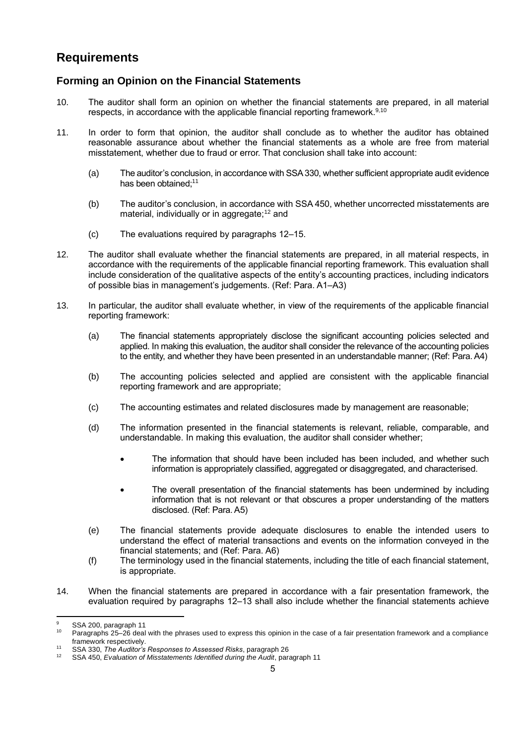## Requirements

### Forming an Opinion on the Financial Statements

10. The auditor shall form an opinion on whether the financial statements are prepared, in all material respects, in accordance with the applicable financial reporting framework.[9,10]

11. In order to form that opinion, the auditor shall conclude as to whether the auditor has obtained reasonable assurance about whether the financial statements as a whole are free from material misstatement, whether due to fraud or error. That conclusion shall take into account:

    (a) The auditor's conclusion, in accordance with SSA 330, whether sufficient appropriate audit evidence has been obtained;[11]

    (b) The auditor's conclusion, in accordance with SSA 450, whether uncorrected misstatements are material, individually or in aggregate;[12] and

    (c) The evaluations required by paragraphs 12–15.

12. The auditor shall evaluate whether the financial statements are prepared, in all material respects, in accordance with the requirements of the applicable financial reporting framework. This evaluation shall include consideration of the qualitative aspects of the entity's accounting practices, including indicators of possible bias in management's judgements. (Ref: Para. A1–A3)

13. In particular, the auditor shall evaluate whether, in view of the requirements of the applicable financial reporting framework:

    (a) The financial statements appropriately disclose the significant accounting policies selected and applied. In making this evaluation, the auditor shall consider the relevance of the accounting policies to the entity, and whether they have been presented in an understandable manner; (Ref: Para. A4)

    (b) The accounting policies selected and applied are consistent with the applicable financial reporting framework and are appropriate;

    (c) The accounting estimates and related disclosures made by management are reasonable;

    (d) The information presented in the financial statements is relevant, reliable, comparable, and understandable. In making this evaluation, the auditor shall consider whether;

    - The information that should have been included has been included, and whether such information is appropriately classified, aggregated or disaggregated, and characterised.
    - The overall presentation of the financial statements has been undermined by including information that is not relevant or that obscures a proper understanding of the matters disclosed. (Ref: Para. A5)

    (e) The financial statements provide adequate disclosures to enable the intended users to understand the effect of material transactions and events on the information conveyed in the financial statements; and (Ref: Para. A6)

    (f) The terminology used in the financial statements, including the title of each financial statement, is appropriate.

14. When the financial statements are prepared in accordance with a fair presentation framework, the evaluation required by paragraphs 12–13 shall also include whether the financial statements achieve

---

[9] SSA 200, paragraph 11

[10] Paragraphs 25–26 deal with the phrases used to express this opinion in the case of a fair presentation framework and a compliance framework respectively.

[11] SSA 330, *The Auditor's Responses to Assessed Risks*, paragraph 26

[12] SSA 450, *Evaluation of Misstatements Identified during the Audit*, paragraph 11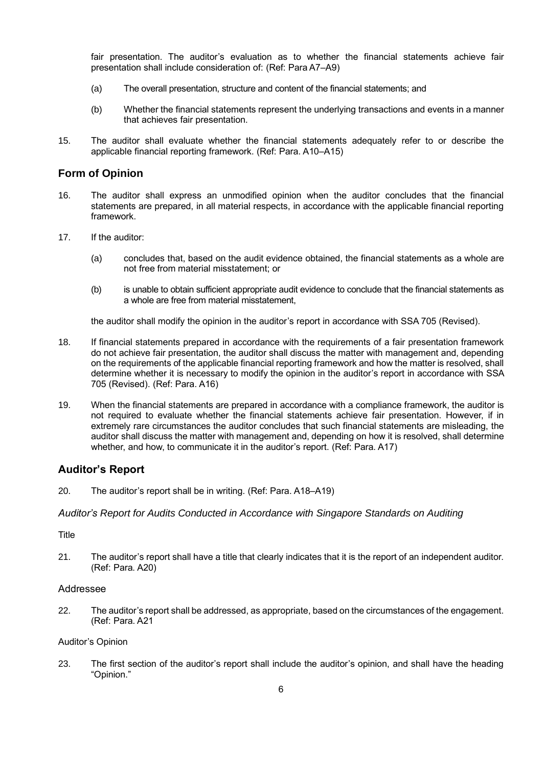fair presentation. The auditor's evaluation as to whether the financial statements achieve fair presentation shall include consideration of: (Ref: Para A7–A9)

(a) The overall presentation, structure and content of the financial statements; and

(b) Whether the financial statements represent the underlying transactions and events in a manner that achieves fair presentation.

15. The auditor shall evaluate whether the financial statements adequately refer to or describe the applicable financial reporting framework. (Ref: Para. A10–A15)

## Form of Opinion

16. The auditor shall express an unmodified opinion when the auditor concludes that the financial statements are prepared, in all material respects, in accordance with the applicable financial reporting framework.

17. If the auditor:

(a) concludes that, based on the audit evidence obtained, the financial statements as a whole are not free from material misstatement; or

(b) is unable to obtain sufficient appropriate audit evidence to conclude that the financial statements as a whole are free from material misstatement,

the auditor shall modify the opinion in the auditor's report in accordance with SSA 705 (Revised).

18. If financial statements prepared in accordance with the requirements of a fair presentation framework do not achieve fair presentation, the auditor shall discuss the matter with management and, depending on the requirements of the applicable financial reporting framework and how the matter is resolved, shall determine whether it is necessary to modify the opinion in the auditor's report in accordance with SSA 705 (Revised). (Ref: Para. A16)

19. When the financial statements are prepared in accordance with a compliance framework, the auditor is not required to evaluate whether the financial statements achieve fair presentation. However, if in extremely rare circumstances the auditor concludes that such financial statements are misleading, the auditor shall discuss the matter with management and, depending on how it is resolved, shall determine whether, and how, to communicate it in the auditor's report. (Ref: Para. A17)

## Auditor's Report

20. The auditor's report shall be in writing. (Ref: Para. A18–A19)

*Auditor's Report for Audits Conducted in Accordance with Singapore Standards on Auditing*

Title

21. The auditor's report shall have a title that clearly indicates that it is the report of an independent auditor. (Ref: Para. A20)

Addressee

22. The auditor's report shall be addressed, as appropriate, based on the circumstances of the engagement. (Ref: Para. A21

Auditor's Opinion

23. The first section of the auditor's report shall include the auditor's opinion, and shall have the heading "Opinion."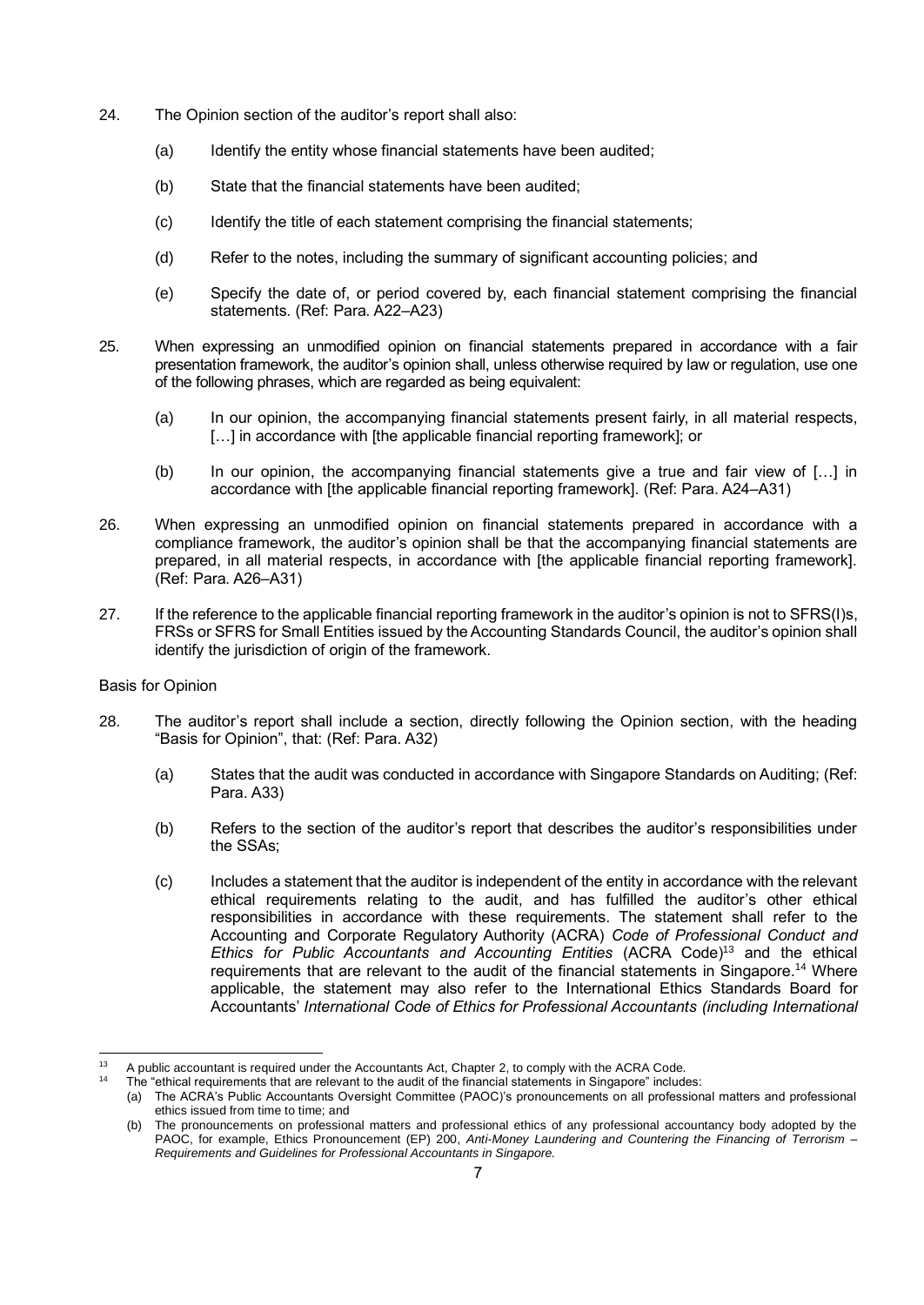24. The Opinion section of the auditor's report shall also:

    (a) Identify the entity whose financial statements have been audited;

    (b) State that the financial statements have been audited;

    (c) Identify the title of each statement comprising the financial statements;

    (d) Refer to the notes, including the summary of significant accounting policies; and

    (e) Specify the date of, or period covered by, each financial statement comprising the financial statements. (Ref: Para. A22–A23)

25. When expressing an unmodified opinion on financial statements prepared in accordance with a fair presentation framework, the auditor's opinion shall, unless otherwise required by law or regulation, use one of the following phrases, which are regarded as being equivalent:

    (a) In our opinion, the accompanying financial statements present fairly, in all material respects, […] in accordance with [the applicable financial reporting framework]; or

    (b) In our opinion, the accompanying financial statements give a true and fair view of […] in accordance with [the applicable financial reporting framework]. (Ref: Para. A24–A31)

26. When expressing an unmodified opinion on financial statements prepared in accordance with a compliance framework, the auditor's opinion shall be that the accompanying financial statements are prepared, in all material respects, in accordance with [the applicable financial reporting framework]. (Ref: Para. A26–A31)

27. If the reference to the applicable financial reporting framework in the auditor's opinion is not to SFRS(I)s, FRSs or SFRS for Small Entities issued by the Accounting Standards Council, the auditor's opinion shall identify the jurisdiction of origin of the framework.

Basis for Opinion

28. The auditor's report shall include a section, directly following the Opinion section, with the heading "Basis for Opinion", that: (Ref: Para. A32)

    (a) States that the audit was conducted in accordance with Singapore Standards on Auditing; (Ref: Para. A33)

    (b) Refers to the section of the auditor's report that describes the auditor's responsibilities under the SSAs;

    (c) Includes a statement that the auditor is independent of the entity in accordance with the relevant ethical requirements relating to the audit, and has fulfilled the auditor's other ethical responsibilities in accordance with these requirements. The statement shall refer to the Accounting and Corporate Regulatory Authority (ACRA) *Code of Professional Conduct and Ethics for Public Accountants and Accounting Entities* (ACRA Code)[13] and the ethical requirements that are relevant to the audit of the financial statements in Singapore.[14] Where applicable, the statement may also refer to the International Ethics Standards Board for Accountants' *International Code of Ethics for Professional Accountants (including International*

---

[13] A public accountant is required under the Accountants Act, Chapter 2, to comply with the ACRA Code.

[14] The "ethical requirements that are relevant to the audit of the financial statements in Singapore" includes:
(a) The ACRA's Public Accountants Oversight Committee (PAOC)'s pronouncements on all professional matters and professional ethics issued from time to time; and
(b) The pronouncements on professional matters and professional ethics of any professional accountancy body adopted by the PAOC, for example, Ethics Pronouncement (EP) 200, *Anti-Money Laundering and Countering the Financing of Terrorism – Requirements and Guidelines for Professional Accountants in Singapore.*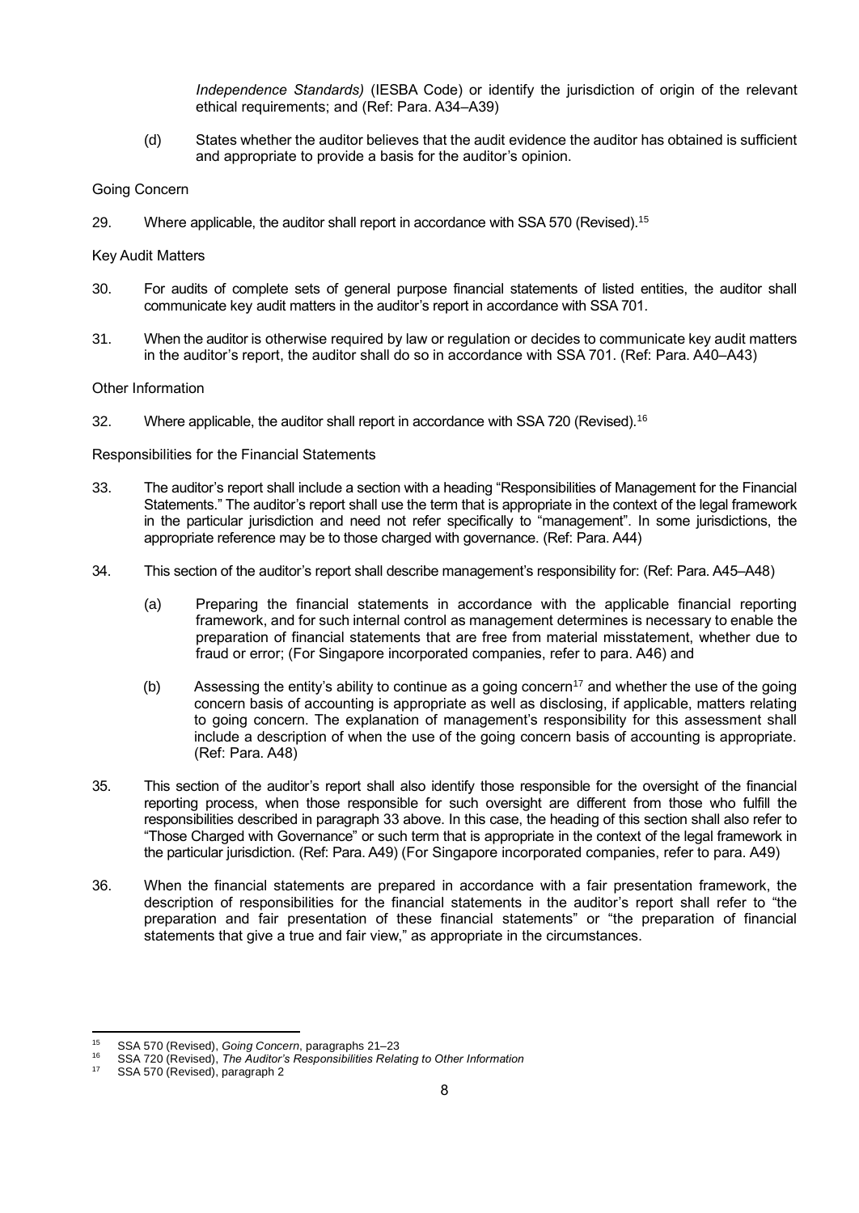*Independence Standards)* (IESBA Code) or identify the jurisdiction of origin of the relevant ethical requirements; and (Ref: Para. A34–A39)

(d) States whether the auditor believes that the audit evidence the auditor has obtained is sufficient and appropriate to provide a basis for the auditor's opinion.

Going Concern

29. Where applicable, the auditor shall report in accordance with SSA 570 (Revised).[15]

Key Audit Matters

30. For audits of complete sets of general purpose financial statements of listed entities, the auditor shall communicate key audit matters in the auditor's report in accordance with SSA 701.

31. When the auditor is otherwise required by law or regulation or decides to communicate key audit matters in the auditor's report, the auditor shall do so in accordance with SSA 701. (Ref: Para. A40–A43)

Other Information

32. Where applicable, the auditor shall report in accordance with SSA 720 (Revised).[16]

Responsibilities for the Financial Statements

33. The auditor's report shall include a section with a heading "Responsibilities of Management for the Financial Statements." The auditor's report shall use the term that is appropriate in the context of the legal framework in the particular jurisdiction and need not refer specifically to "management". In some jurisdictions, the appropriate reference may be to those charged with governance. (Ref: Para. A44)

34. This section of the auditor's report shall describe management's responsibility for: (Ref: Para. A45–A48)

    (a) Preparing the financial statements in accordance with the applicable financial reporting framework, and for such internal control as management determines is necessary to enable the preparation of financial statements that are free from material misstatement, whether due to fraud or error; (For Singapore incorporated companies, refer to para. A46) and

    (b) Assessing the entity's ability to continue as a going concern[17] and whether the use of the going concern basis of accounting is appropriate as well as disclosing, if applicable, matters relating to going concern. The explanation of management's responsibility for this assessment shall include a description of when the use of the going concern basis of accounting is appropriate. (Ref: Para. A48)

35. This section of the auditor's report shall also identify those responsible for the oversight of the financial reporting process, when those responsible for such oversight are different from those who fulfill the responsibilities described in paragraph 33 above. In this case, the heading of this section shall also refer to "Those Charged with Governance" or such term that is appropriate in the context of the legal framework in the particular jurisdiction. (Ref: Para. A49) (For Singapore incorporated companies, refer to para. A49)

36. When the financial statements are prepared in accordance with a fair presentation framework, the description of responsibilities for the financial statements in the auditor's report shall refer to "the preparation and fair presentation of these financial statements" or "the preparation of financial statements that give a true and fair view," as appropriate in the circumstances.

---

[15] SSA 570 (Revised), *Going Concern*, paragraphs 21–23

[16] SSA 720 (Revised), *The Auditor's Responsibilities Relating to Other Information*

[17] SSA 570 (Revised), paragraph 2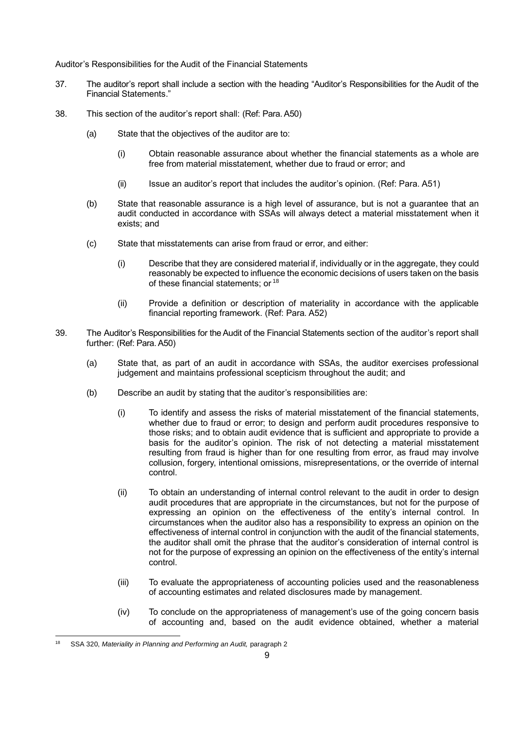Auditor's Responsibilities for the Audit of the Financial Statements

37. The auditor's report shall include a section with the heading "Auditor's Responsibilities for the Audit of the Financial Statements."

38. This section of the auditor's report shall: (Ref: Para. A50)

    (a) State that the objectives of the auditor are to:

        (i) Obtain reasonable assurance about whether the financial statements as a whole are free from material misstatement, whether due to fraud or error; and

        (ii) Issue an auditor's report that includes the auditor's opinion. (Ref: Para. A51)

    (b) State that reasonable assurance is a high level of assurance, but is not a guarantee that an audit conducted in accordance with SSAs will always detect a material misstatement when it exists; and

    (c) State that misstatements can arise from fraud or error, and either:

        (i) Describe that they are considered material if, individually or in the aggregate, they could reasonably be expected to influence the economic decisions of users taken on the basis of these financial statements; or [18]

        (ii) Provide a definition or description of materiality in accordance with the applicable financial reporting framework. (Ref: Para. A52)

39. The Auditor's Responsibilities for the Audit of the Financial Statements section of the auditor's report shall further: (Ref: Para. A50)

    (a) State that, as part of an audit in accordance with SSAs, the auditor exercises professional judgement and maintains professional scepticism throughout the audit; and

    (b) Describe an audit by stating that the auditor's responsibilities are:

        (i) To identify and assess the risks of material misstatement of the financial statements, whether due to fraud or error; to design and perform audit procedures responsive to those risks; and to obtain audit evidence that is sufficient and appropriate to provide a basis for the auditor's opinion. The risk of not detecting a material misstatement resulting from fraud is higher than for one resulting from error, as fraud may involve collusion, forgery, intentional omissions, misrepresentations, or the override of internal control.

        (ii) To obtain an understanding of internal control relevant to the audit in order to design audit procedures that are appropriate in the circumstances, but not for the purpose of expressing an opinion on the effectiveness of the entity's internal control. In circumstances when the auditor also has a responsibility to express an opinion on the effectiveness of internal control in conjunction with the audit of the financial statements, the auditor shall omit the phrase that the auditor's consideration of internal control is not for the purpose of expressing an opinion on the effectiveness of the entity's internal control.

        (iii) To evaluate the appropriateness of accounting policies used and the reasonableness of accounting estimates and related disclosures made by management.

        (iv) To conclude on the appropriateness of management's use of the going concern basis of accounting and, based on the audit evidence obtained, whether a material

---

[18] SSA 320, *Materiality in Planning and Performing an Audit,* paragraph 2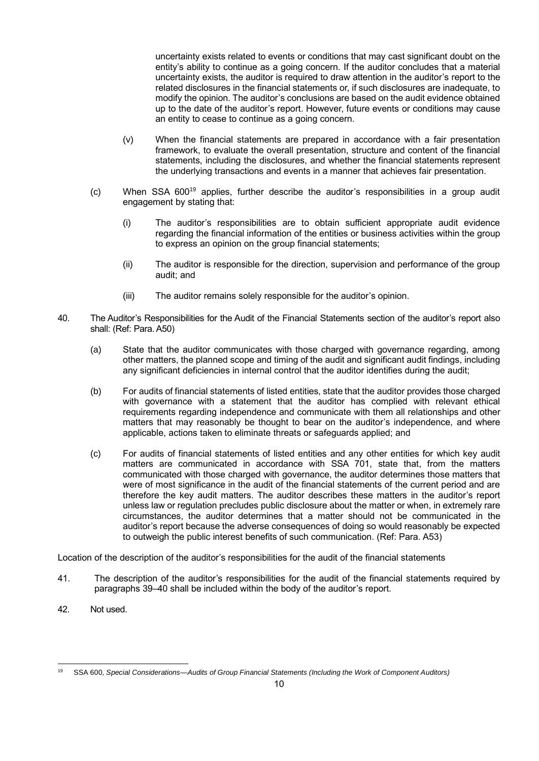uncertainty exists related to events or conditions that may cast significant doubt on the entity's ability to continue as a going concern. If the auditor concludes that a material uncertainty exists, the auditor is required to draw attention in the auditor's report to the related disclosures in the financial statements or, if such disclosures are inadequate, to modify the opinion. The auditor's conclusions are based on the audit evidence obtained up to the date of the auditor's report. However, future events or conditions may cause an entity to cease to continue as a going concern.

(v) When the financial statements are prepared in accordance with a fair presentation framework, to evaluate the overall presentation, structure and content of the financial statements, including the disclosures, and whether the financial statements represent the underlying transactions and events in a manner that achieves fair presentation.

(c) When SSA 600[19] applies, further describe the auditor's responsibilities in a group audit engagement by stating that:

(i) The auditor's responsibilities are to obtain sufficient appropriate audit evidence regarding the financial information of the entities or business activities within the group to express an opinion on the group financial statements;

(ii) The auditor is responsible for the direction, supervision and performance of the group audit; and

(iii) The auditor remains solely responsible for the auditor's opinion.

40. The Auditor's Responsibilities for the Audit of the Financial Statements section of the auditor's report also shall: (Ref: Para. A50)

(a) State that the auditor communicates with those charged with governance regarding, among other matters, the planned scope and timing of the audit and significant audit findings, including any significant deficiencies in internal control that the auditor identifies during the audit;

(b) For audits of financial statements of listed entities, state that the auditor provides those charged with governance with a statement that the auditor has complied with relevant ethical requirements regarding independence and communicate with them all relationships and other matters that may reasonably be thought to bear on the auditor's independence, and where applicable, actions taken to eliminate threats or safeguards applied; and

(c) For audits of financial statements of listed entities and any other entities for which key audit matters are communicated in accordance with SSA 701, state that, from the matters communicated with those charged with governance, the auditor determines those matters that were of most significance in the audit of the financial statements of the current period and are therefore the key audit matters. The auditor describes these matters in the auditor's report unless law or regulation precludes public disclosure about the matter or when, in extremely rare circumstances, the auditor determines that a matter should not be communicated in the auditor's report because the adverse consequences of doing so would reasonably be expected to outweigh the public interest benefits of such communication. (Ref: Para. A53)

Location of the description of the auditor's responsibilities for the audit of the financial statements

41. The description of the auditor's responsibilities for the audit of the financial statements required by paragraphs 39–40 shall be included within the body of the auditor's report.

42. Not used.

[19] SSA 600, *Special Considerations—Audits of Group Financial Statements (Including the Work of Component Auditors)*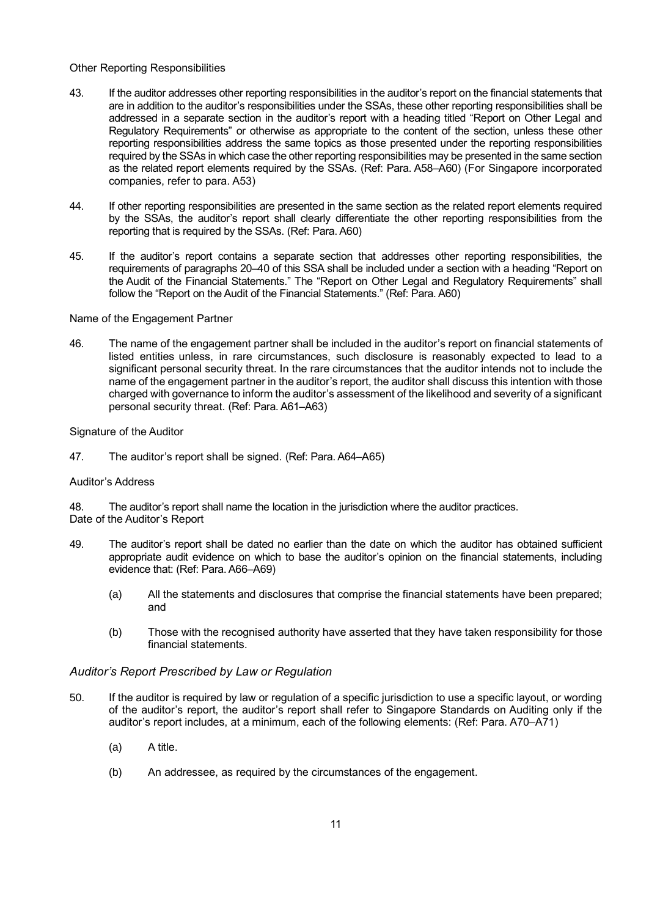Other Reporting Responsibilities

43. If the auditor addresses other reporting responsibilities in the auditor's report on the financial statements that are in addition to the auditor's responsibilities under the SSAs, these other reporting responsibilities shall be addressed in a separate section in the auditor's report with a heading titled "Report on Other Legal and Regulatory Requirements" or otherwise as appropriate to the content of the section, unless these other reporting responsibilities address the same topics as those presented under the reporting responsibilities required by the SSAs in which case the other reporting responsibilities may be presented in the same section as the related report elements required by the SSAs. (Ref: Para. A58–A60) (For Singapore incorporated companies, refer to para. A53)

44. If other reporting responsibilities are presented in the same section as the related report elements required by the SSAs, the auditor's report shall clearly differentiate the other reporting responsibilities from the reporting that is required by the SSAs. (Ref: Para. A60)

45. If the auditor's report contains a separate section that addresses other reporting responsibilities, the requirements of paragraphs 20–40 of this SSA shall be included under a section with a heading "Report on the Audit of the Financial Statements." The "Report on Other Legal and Regulatory Requirements" shall follow the "Report on the Audit of the Financial Statements." (Ref: Para. A60)

Name of the Engagement Partner

46. The name of the engagement partner shall be included in the auditor's report on financial statements of listed entities unless, in rare circumstances, such disclosure is reasonably expected to lead to a significant personal security threat. In the rare circumstances that the auditor intends not to include the name of the engagement partner in the auditor's report, the auditor shall discuss this intention with those charged with governance to inform the auditor's assessment of the likelihood and severity of a significant personal security threat. (Ref: Para. A61–A63)

Signature of the Auditor

47. The auditor's report shall be signed. (Ref: Para. A64–A65)

Auditor's Address

48. The auditor's report shall name the location in the jurisdiction where the auditor practices.

Date of the Auditor's Report

49. The auditor's report shall be dated no earlier than the date on which the auditor has obtained sufficient appropriate audit evidence on which to base the auditor's opinion on the financial statements, including evidence that: (Ref: Para. A66–A69)

    (a) All the statements and disclosures that comprise the financial statements have been prepared; and

    (b) Those with the recognised authority have asserted that they have taken responsibility for those financial statements.

### *Auditor's Report Prescribed by Law or Regulation*

50. If the auditor is required by law or regulation of a specific jurisdiction to use a specific layout, or wording of the auditor's report, the auditor's report shall refer to Singapore Standards on Auditing only if the auditor's report includes, at a minimum, each of the following elements: (Ref: Para. A70–A71)

    (a) A title.

    (b) An addressee, as required by the circumstances of the engagement.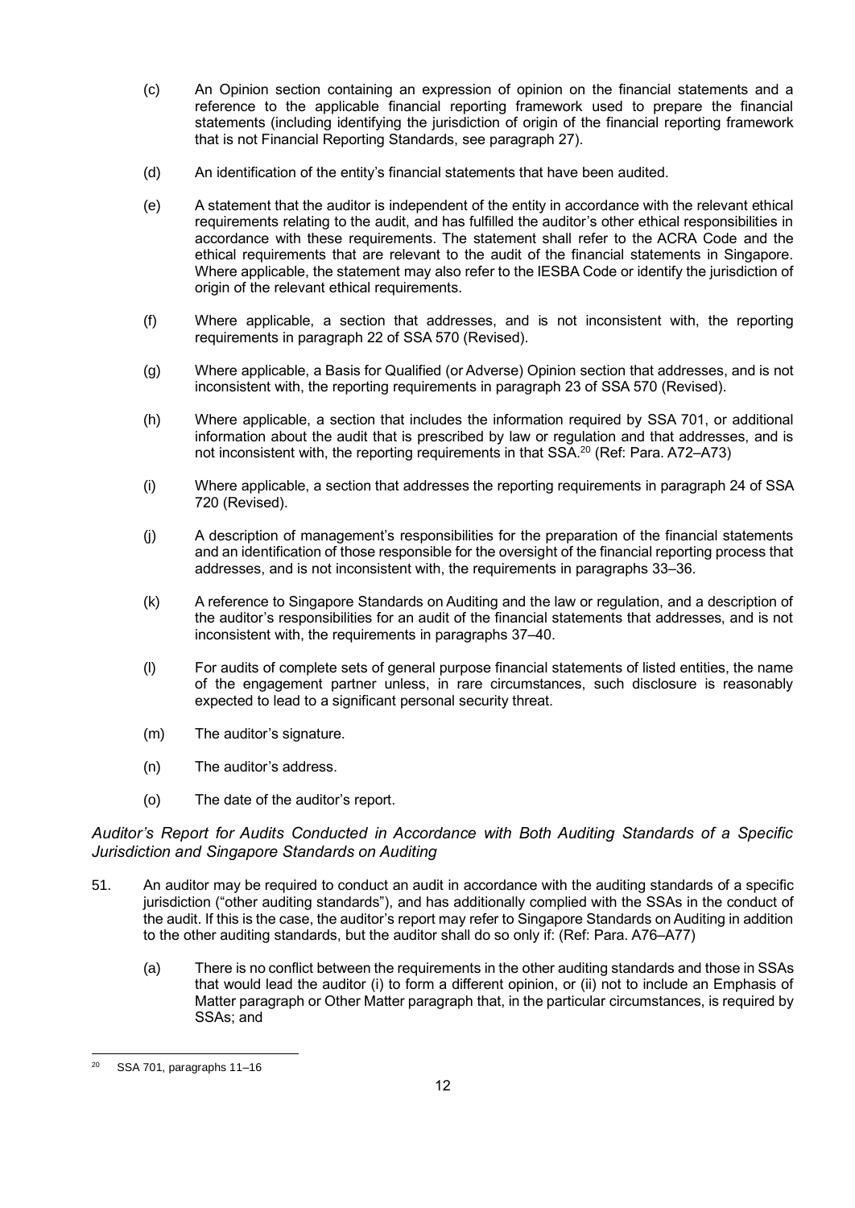(c) An Opinion section containing an expression of opinion on the financial statements and a reference to the applicable financial reporting framework used to prepare the financial statements (including identifying the jurisdiction of origin of the financial reporting framework that is not Financial Reporting Standards, see paragraph 27).

(d) An identification of the entity's financial statements that have been audited.

(e) A statement that the auditor is independent of the entity in accordance with the relevant ethical requirements relating to the audit, and has fulfilled the auditor's other ethical responsibilities in accordance with these requirements. The statement shall refer to the ACRA Code and the ethical requirements that are relevant to the audit of the financial statements in Singapore. Where applicable, the statement may also refer to the IESBA Code or identify the jurisdiction of origin of the relevant ethical requirements.

(f) Where applicable, a section that addresses, and is not inconsistent with, the reporting requirements in paragraph 22 of SSA 570 (Revised).

(g) Where applicable, a Basis for Qualified (or Adverse) Opinion section that addresses, and is not inconsistent with, the reporting requirements in paragraph 23 of SSA 570 (Revised).

(h) Where applicable, a section that includes the information required by SSA 701, or additional information about the audit that is prescribed by law or regulation and that addresses, and is not inconsistent with, the reporting requirements in that SSA.[20] (Ref: Para. A72–A73)

(i) Where applicable, a section that addresses the reporting requirements in paragraph 24 of SSA 720 (Revised).

(j) A description of management's responsibilities for the preparation of the financial statements and an identification of those responsible for the oversight of the financial reporting process that addresses, and is not inconsistent with, the requirements in paragraphs 33–36.

(k) A reference to Singapore Standards on Auditing and the law or regulation, and a description of the auditor's responsibilities for an audit of the financial statements that addresses, and is not inconsistent with, the requirements in paragraphs 37–40.

(l) For audits of complete sets of general purpose financial statements of listed entities, the name of the engagement partner unless, in rare circumstances, such disclosure is reasonably expected to lead to a significant personal security threat.

(m) The auditor's signature.

(n) The auditor's address.

(o) The date of the auditor's report.

*Auditor's Report for Audits Conducted in Accordance with Both Auditing Standards of a Specific Jurisdiction and Singapore Standards on Auditing*

51. An auditor may be required to conduct an audit in accordance with the auditing standards of a specific jurisdiction ("other auditing standards"), and has additionally complied with the SSAs in the conduct of the audit. If this is the case, the auditor's report may refer to Singapore Standards on Auditing in addition to the other auditing standards, but the auditor shall do so only if: (Ref: Para. A76–A77)

    (a) There is no conflict between the requirements in the other auditing standards and those in SSAs that would lead the auditor (i) to form a different opinion, or (ii) not to include an Emphasis of Matter paragraph or Other Matter paragraph that, in the particular circumstances, is required by SSAs; and

---

[20] SSA 701, paragraphs 11–16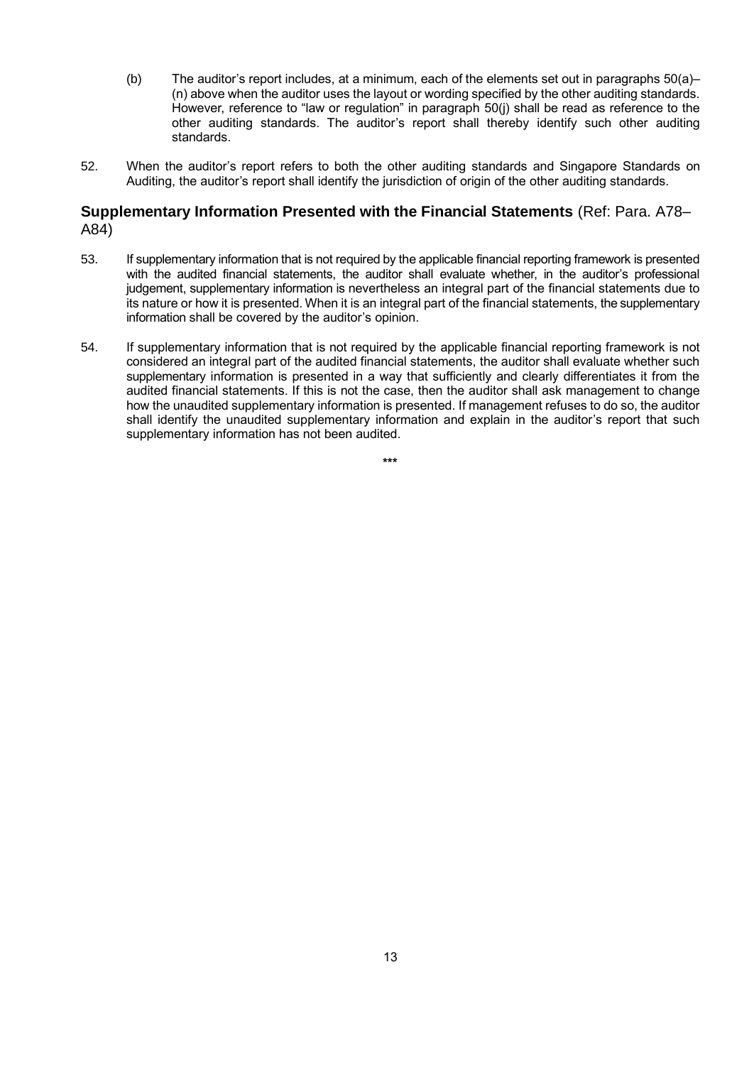(b) The auditor's report includes, at a minimum, each of the elements set out in paragraphs 50(a)–(n) above when the auditor uses the layout or wording specified by the other auditing standards. However, reference to "law or regulation" in paragraph 50(j) shall be read as reference to the other auditing standards. The auditor's report shall thereby identify such other auditing standards.

52. When the auditor's report refers to both the other auditing standards and Singapore Standards on Auditing, the auditor's report shall identify the jurisdiction of origin of the other auditing standards.

## **Supplementary Information Presented with the Financial Statements** (Ref: Para. A78–A84)

53. If supplementary information that is not required by the applicable financial reporting framework is presented with the audited financial statements, the auditor shall evaluate whether, in the auditor's professional judgement, supplementary information is nevertheless an integral part of the financial statements due to its nature or how it is presented. When it is an integral part of the financial statements, the supplementary information shall be covered by the auditor's opinion.

54. If supplementary information that is not required by the applicable financial reporting framework is not considered an integral part of the audited financial statements, the auditor shall evaluate whether such supplementary information is presented in a way that sufficiently and clearly differentiates it from the audited financial statements. If this is not the case, then the auditor shall ask management to change how the unaudited supplementary information is presented. If management refuses to do so, the auditor shall identify the unaudited supplementary information and explain in the auditor's report that such supplementary information has not been audited.

\*\*\*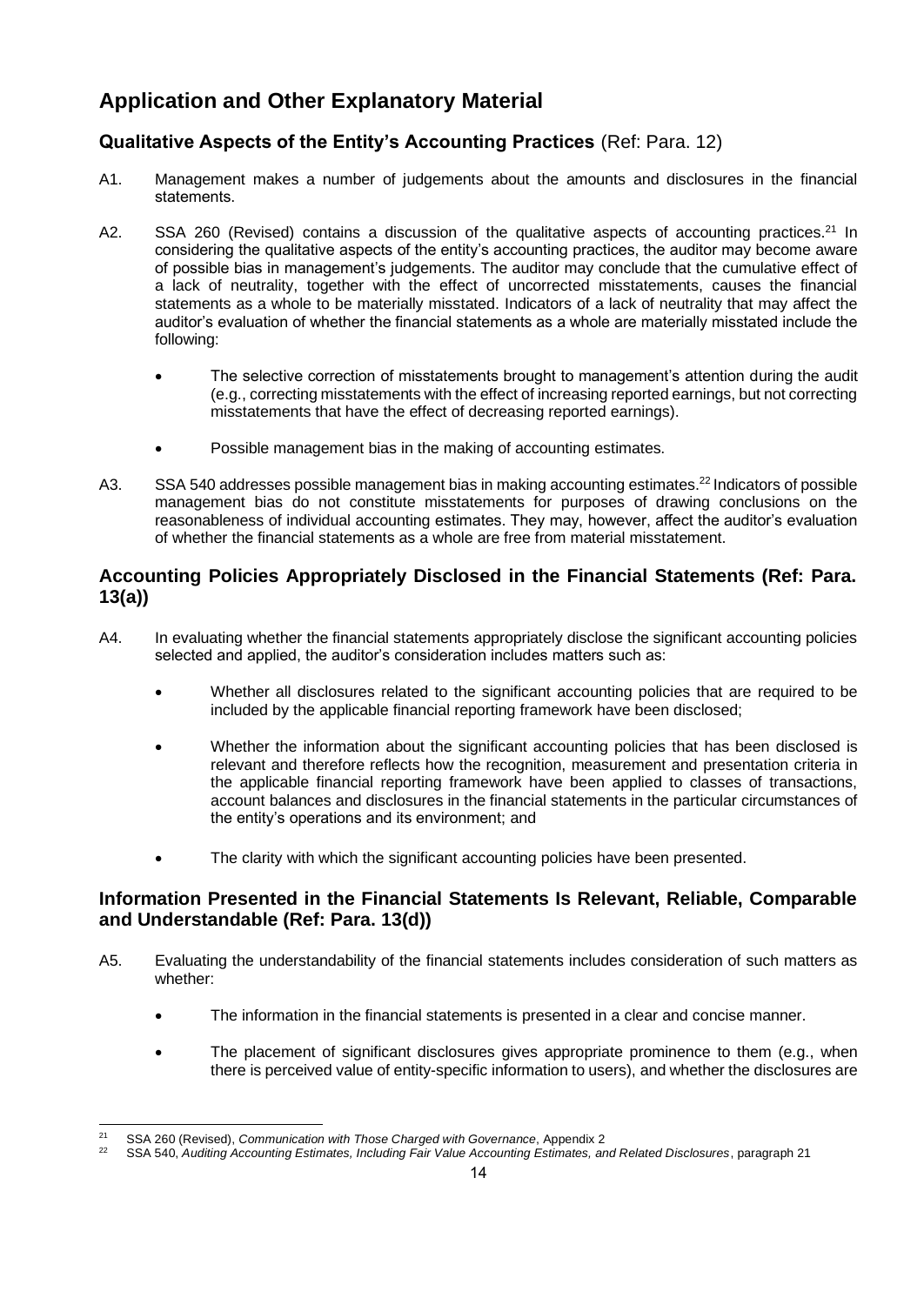# Application and Other Explanatory Material

## Qualitative Aspects of the Entity's Accounting Practices (Ref: Para. 12)

A1. Management makes a number of judgements about the amounts and disclosures in the financial statements.

A2. SSA 260 (Revised) contains a discussion of the qualitative aspects of accounting practices.[21] In considering the qualitative aspects of the entity's accounting practices, the auditor may become aware of possible bias in management's judgements. The auditor may conclude that the cumulative effect of a lack of neutrality, together with the effect of uncorrected misstatements, causes the financial statements as a whole to be materially misstated. Indicators of a lack of neutrality that may affect the auditor's evaluation of whether the financial statements as a whole are materially misstated include the following:

- The selective correction of misstatements brought to management's attention during the audit (e.g., correcting misstatements with the effect of increasing reported earnings, but not correcting misstatements that have the effect of decreasing reported earnings).
- Possible management bias in the making of accounting estimates.

A3. SSA 540 addresses possible management bias in making accounting estimates.[22] Indicators of possible management bias do not constitute misstatements for purposes of drawing conclusions on the reasonableness of individual accounting estimates. They may, however, affect the auditor's evaluation of whether the financial statements as a whole are free from material misstatement.

## Accounting Policies Appropriately Disclosed in the Financial Statements (Ref: Para. 13(a))

A4. In evaluating whether the financial statements appropriately disclose the significant accounting policies selected and applied, the auditor's consideration includes matters such as:

- Whether all disclosures related to the significant accounting policies that are required to be included by the applicable financial reporting framework have been disclosed;
- Whether the information about the significant accounting policies that has been disclosed is relevant and therefore reflects how the recognition, measurement and presentation criteria in the applicable financial reporting framework have been applied to classes of transactions, account balances and disclosures in the financial statements in the particular circumstances of the entity's operations and its environment; and
- The clarity with which the significant accounting policies have been presented.

## Information Presented in the Financial Statements Is Relevant, Reliable, Comparable and Understandable (Ref: Para. 13(d))

A5. Evaluating the understandability of the financial statements includes consideration of such matters as whether:

- The information in the financial statements is presented in a clear and concise manner.
- The placement of significant disclosures gives appropriate prominence to them (e.g., when there is perceived value of entity-specific information to users), and whether the disclosures are

---

[21] SSA 260 (Revised), *Communication with Those Charged with Governance*, Appendix 2

[22] SSA 540, *Auditing Accounting Estimates, Including Fair Value Accounting Estimates, and Related Disclosures*, paragraph 21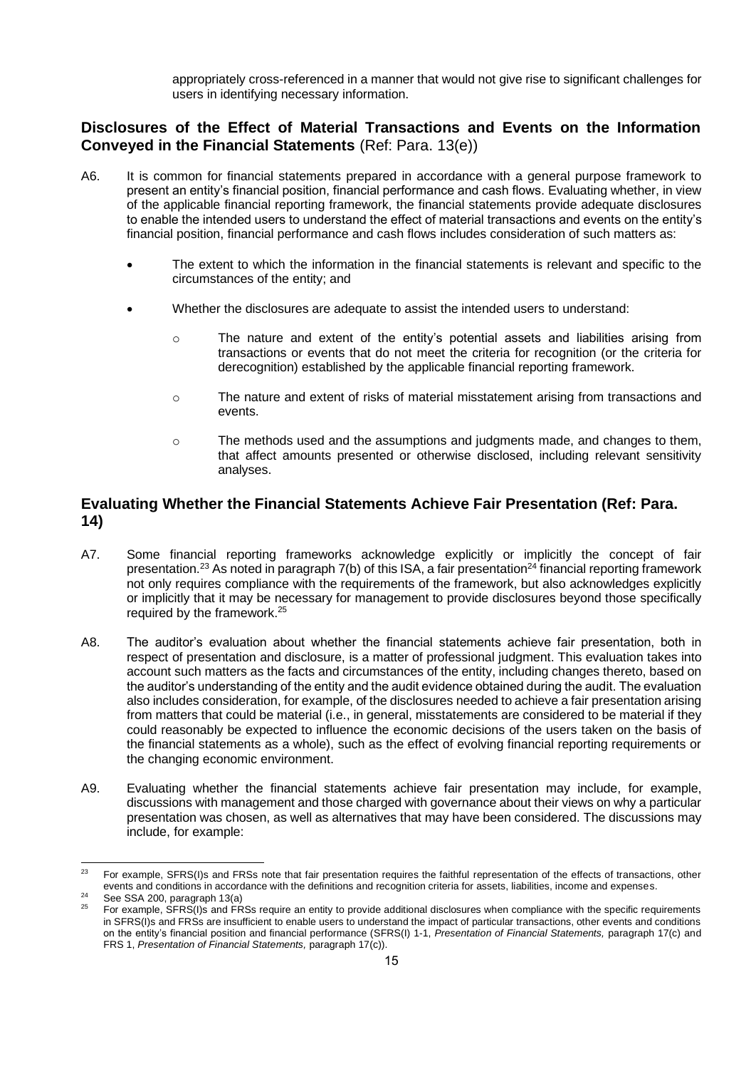appropriately cross-referenced in a manner that would not give rise to significant challenges for users in identifying necessary information.

### Disclosures of the Effect of Material Transactions and Events on the Information Conveyed in the Financial Statements (Ref: Para. 13(e))

A6. It is common for financial statements prepared in accordance with a general purpose framework to present an entity's financial position, financial performance and cash flows. Evaluating whether, in view of the applicable financial reporting framework, the financial statements provide adequate disclosures to enable the intended users to understand the effect of material transactions and events on the entity's financial position, financial performance and cash flows includes consideration of such matters as:

- The extent to which the information in the financial statements is relevant and specific to the circumstances of the entity; and
- Whether the disclosures are adequate to assist the intended users to understand:
  - The nature and extent of the entity's potential assets and liabilities arising from transactions or events that do not meet the criteria for recognition (or the criteria for derecognition) established by the applicable financial reporting framework.
  - The nature and extent of risks of material misstatement arising from transactions and events.
  - The methods used and the assumptions and judgments made, and changes to them, that affect amounts presented or otherwise disclosed, including relevant sensitivity analyses.

### Evaluating Whether the Financial Statements Achieve Fair Presentation (Ref: Para. 14)

A7. Some financial reporting frameworks acknowledge explicitly or implicitly the concept of fair presentation.[23] As noted in paragraph 7(b) of this ISA, a fair presentation[24] financial reporting framework not only requires compliance with the requirements of the framework, but also acknowledges explicitly or implicitly that it may be necessary for management to provide disclosures beyond those specifically required by the framework.[25]

A8. The auditor's evaluation about whether the financial statements achieve fair presentation, both in respect of presentation and disclosure, is a matter of professional judgment. This evaluation takes into account such matters as the facts and circumstances of the entity, including changes thereto, based on the auditor's understanding of the entity and the audit evidence obtained during the audit. The evaluation also includes consideration, for example, of the disclosures needed to achieve a fair presentation arising from matters that could be material (i.e., in general, misstatements are considered to be material if they could reasonably be expected to influence the economic decisions of the users taken on the basis of the financial statements as a whole), such as the effect of evolving financial reporting requirements or the changing economic environment.

A9. Evaluating whether the financial statements achieve fair presentation may include, for example, discussions with management and those charged with governance about their views on why a particular presentation was chosen, as well as alternatives that may have been considered. The discussions may include, for example:

---

[23] For example, SFRS(I)s and FRSs note that fair presentation requires the faithful representation of the effects of transactions, other events and conditions in accordance with the definitions and recognition criteria for assets, liabilities, income and expenses.

[24] See SSA 200, paragraph 13(a)

[25] For example, SFRS(I)s and FRSs require an entity to provide additional disclosures when compliance with the specific requirements in SFRS(I)s and FRSs are insufficient to enable users to understand the impact of particular transactions, other events and conditions on the entity's financial position and financial performance (SFRS(I) 1-1, *Presentation of Financial Statements,* paragraph 17(c) and FRS 1, *Presentation of Financial Statements,* paragraph 17(c)).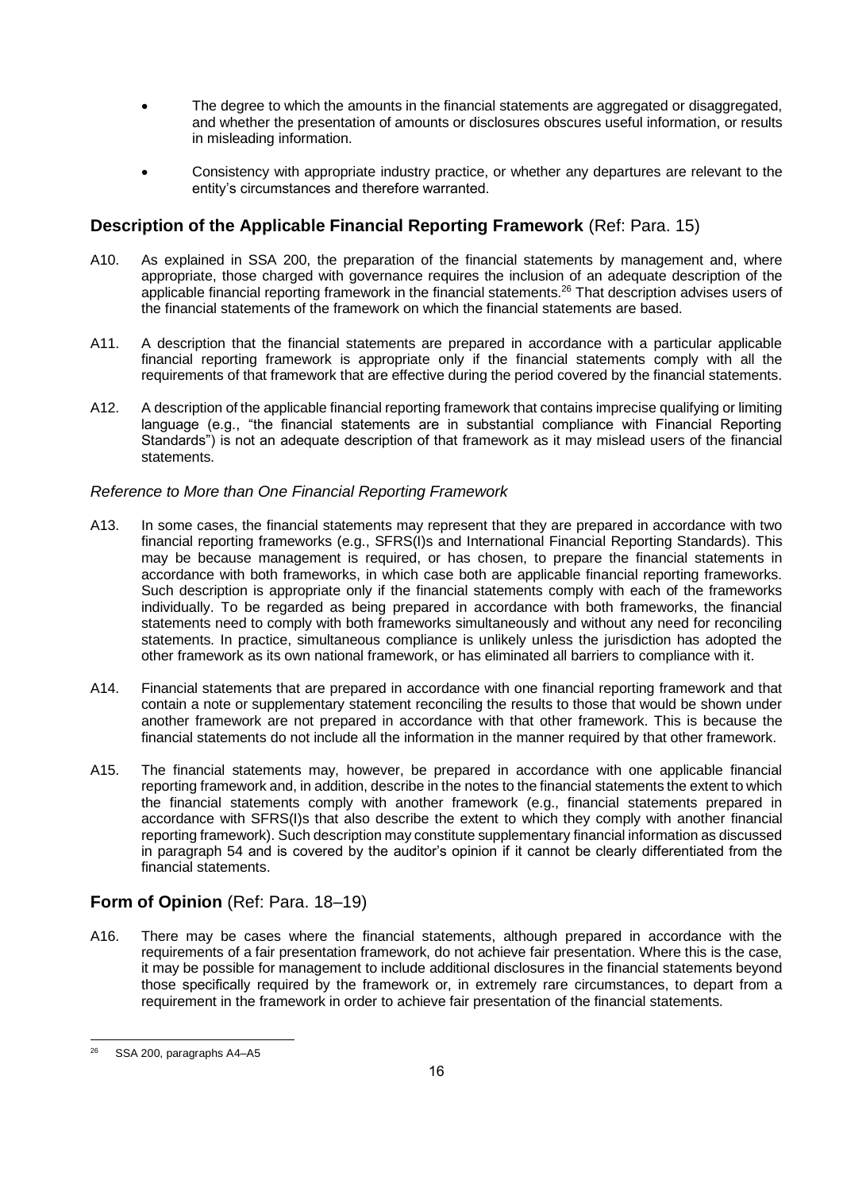- The degree to which the amounts in the financial statements are aggregated or disaggregated, and whether the presentation of amounts or disclosures obscures useful information, or results in misleading information.
- Consistency with appropriate industry practice, or whether any departures are relevant to the entity's circumstances and therefore warranted.

## Description of the Applicable Financial Reporting Framework (Ref: Para. 15)

A10. As explained in SSA 200, the preparation of the financial statements by management and, where appropriate, those charged with governance requires the inclusion of an adequate description of the applicable financial reporting framework in the financial statements.[26] That description advises users of the financial statements of the framework on which the financial statements are based.

A11. A description that the financial statements are prepared in accordance with a particular applicable financial reporting framework is appropriate only if the financial statements comply with all the requirements of that framework that are effective during the period covered by the financial statements.

A12. A description of the applicable financial reporting framework that contains imprecise qualifying or limiting language (e.g., "the financial statements are in substantial compliance with Financial Reporting Standards") is not an adequate description of that framework as it may mislead users of the financial statements.

### *Reference to More than One Financial Reporting Framework*

A13. In some cases, the financial statements may represent that they are prepared in accordance with two financial reporting frameworks (e.g., SFRS(I)s and International Financial Reporting Standards). This may be because management is required, or has chosen, to prepare the financial statements in accordance with both frameworks, in which case both are applicable financial reporting frameworks. Such description is appropriate only if the financial statements comply with each of the frameworks individually. To be regarded as being prepared in accordance with both frameworks, the financial statements need to comply with both frameworks simultaneously and without any need for reconciling statements. In practice, simultaneous compliance is unlikely unless the jurisdiction has adopted the other framework as its own national framework, or has eliminated all barriers to compliance with it.

A14. Financial statements that are prepared in accordance with one financial reporting framework and that contain a note or supplementary statement reconciling the results to those that would be shown under another framework are not prepared in accordance with that other framework. This is because the financial statements do not include all the information in the manner required by that other framework.

A15. The financial statements may, however, be prepared in accordance with one applicable financial reporting framework and, in addition, describe in the notes to the financial statements the extent to which the financial statements comply with another framework (e.g., financial statements prepared in accordance with SFRS(I)s that also describe the extent to which they comply with another financial reporting framework). Such description may constitute supplementary financial information as discussed in paragraph 54 and is covered by the auditor's opinion if it cannot be clearly differentiated from the financial statements.

## Form of Opinion (Ref: Para. 18–19)

A16. There may be cases where the financial statements, although prepared in accordance with the requirements of a fair presentation framework, do not achieve fair presentation. Where this is the case, it may be possible for management to include additional disclosures in the financial statements beyond those specifically required by the framework or, in extremely rare circumstances, to depart from a requirement in the framework in order to achieve fair presentation of the financial statements.

---

[26] SSA 200, paragraphs A4–A5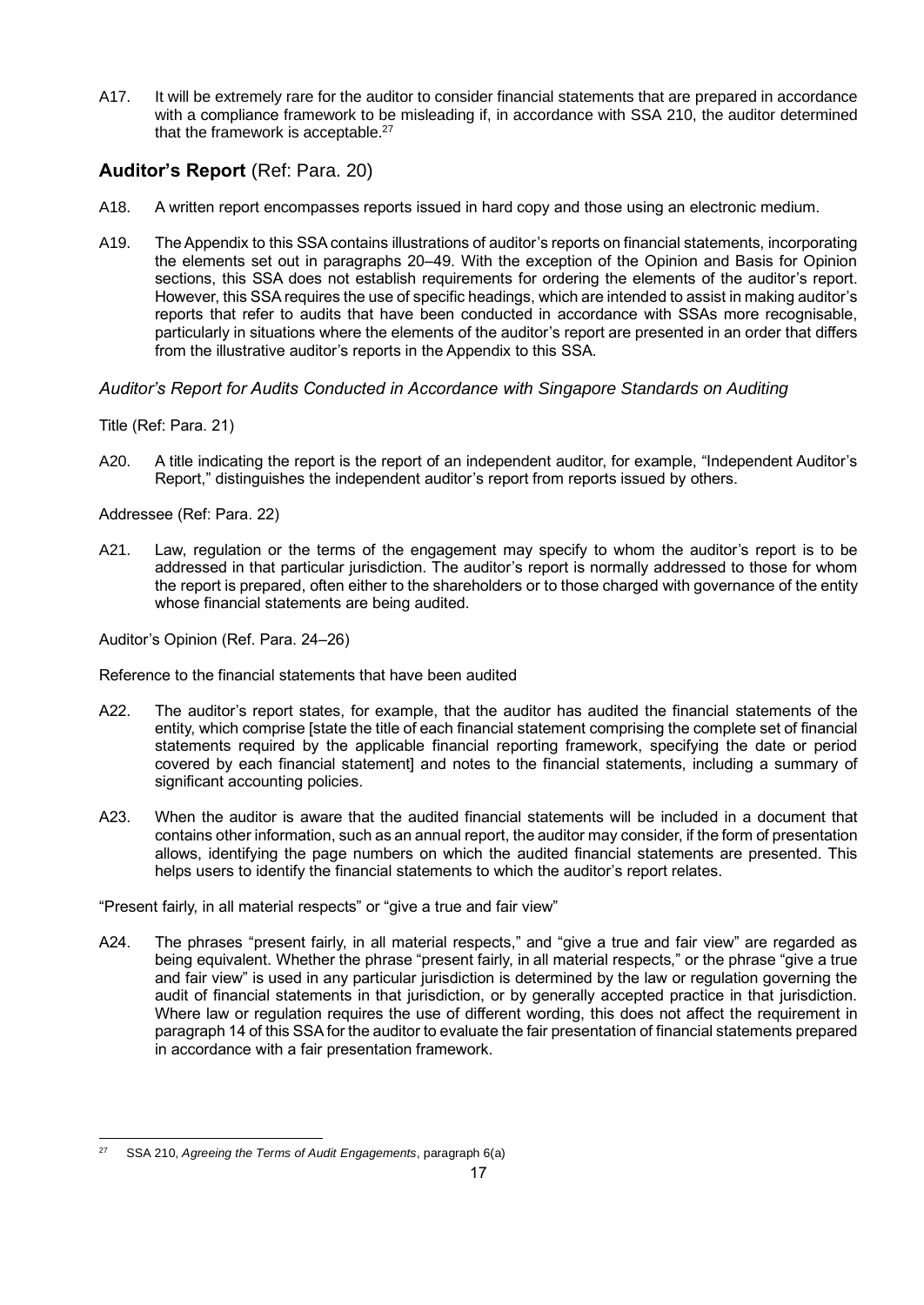A17. It will be extremely rare for the auditor to consider financial statements that are prepared in accordance with a compliance framework to be misleading if, in accordance with SSA 210, the auditor determined that the framework is acceptable.[27]

## Auditor's Report (Ref: Para. 20)

A18. A written report encompasses reports issued in hard copy and those using an electronic medium.

A19. The Appendix to this SSA contains illustrations of auditor's reports on financial statements, incorporating the elements set out in paragraphs 20–49. With the exception of the Opinion and Basis for Opinion sections, this SSA does not establish requirements for ordering the elements of the auditor's report. However, this SSA requires the use of specific headings, which are intended to assist in making auditor's reports that refer to audits that have been conducted in accordance with SSAs more recognisable, particularly in situations where the elements of the auditor's report are presented in an order that differs from the illustrative auditor's reports in the Appendix to this SSA.

### *Auditor's Report for Audits Conducted in Accordance with Singapore Standards on Auditing*

Title (Ref: Para. 21)

A20. A title indicating the report is the report of an independent auditor, for example, "Independent Auditor's Report," distinguishes the independent auditor's report from reports issued by others.

Addressee (Ref: Para. 22)

A21. Law, regulation or the terms of the engagement may specify to whom the auditor's report is to be addressed in that particular jurisdiction. The auditor's report is normally addressed to those for whom the report is prepared, often either to the shareholders or to those charged with governance of the entity whose financial statements are being audited.

Auditor's Opinion (Ref. Para. 24–26)

Reference to the financial statements that have been audited

A22. The auditor's report states, for example, that the auditor has audited the financial statements of the entity, which comprise [state the title of each financial statement comprising the complete set of financial statements required by the applicable financial reporting framework, specifying the date or period covered by each financial statement] and notes to the financial statements, including a summary of significant accounting policies.

A23. When the auditor is aware that the audited financial statements will be included in a document that contains other information, such as an annual report, the auditor may consider, if the form of presentation allows, identifying the page numbers on which the audited financial statements are presented. This helps users to identify the financial statements to which the auditor's report relates.

"Present fairly, in all material respects" or "give a true and fair view"

A24. The phrases "present fairly, in all material respects," and "give a true and fair view" are regarded as being equivalent. Whether the phrase "present fairly, in all material respects," or the phrase "give a true and fair view" is used in any particular jurisdiction is determined by the law or regulation governing the audit of financial statements in that jurisdiction, or by generally accepted practice in that jurisdiction. Where law or regulation requires the use of different wording, this does not affect the requirement in paragraph 14 of this SSA for the auditor to evaluate the fair presentation of financial statements prepared in accordance with a fair presentation framework.

---

[27] SSA 210, *Agreeing the Terms of Audit Engagements*, paragraph 6(a)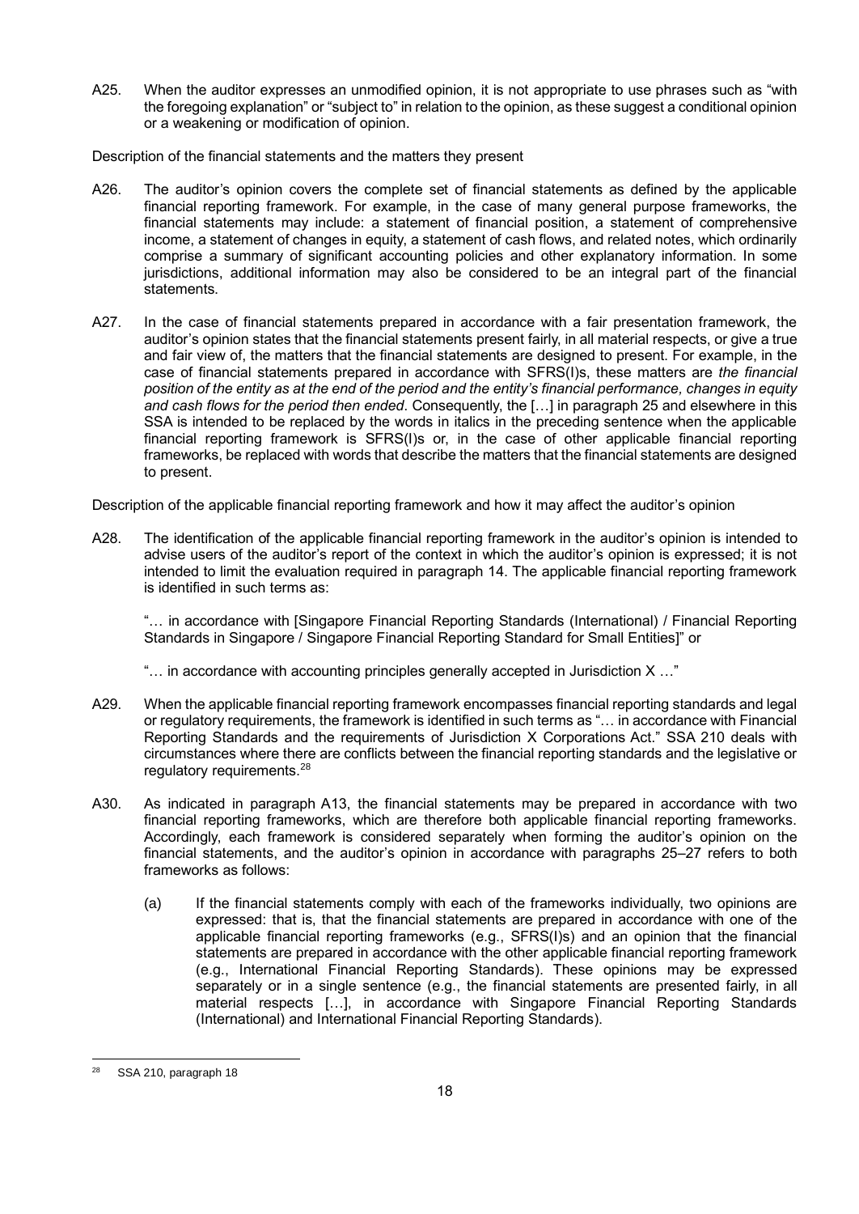A25. When the auditor expresses an unmodified opinion, it is not appropriate to use phrases such as "with the foregoing explanation" or "subject to" in relation to the opinion, as these suggest a conditional opinion or a weakening or modification of opinion.

Description of the financial statements and the matters they present

A26. The auditor's opinion covers the complete set of financial statements as defined by the applicable financial reporting framework. For example, in the case of many general purpose frameworks, the financial statements may include: a statement of financial position, a statement of comprehensive income, a statement of changes in equity, a statement of cash flows, and related notes, which ordinarily comprise a summary of significant accounting policies and other explanatory information. In some jurisdictions, additional information may also be considered to be an integral part of the financial statements.

A27. In the case of financial statements prepared in accordance with a fair presentation framework, the auditor's opinion states that the financial statements present fairly, in all material respects, or give a true and fair view of, the matters that the financial statements are designed to present. For example, in the case of financial statements prepared in accordance with SFRS(I)s, these matters are *the financial position of the entity as at the end of the period and the entity's financial performance, changes in equity and cash flows for the period then ended*. Consequently, the […] in paragraph 25 and elsewhere in this SSA is intended to be replaced by the words in italics in the preceding sentence when the applicable financial reporting framework is SFRS(I)s or, in the case of other applicable financial reporting frameworks, be replaced with words that describe the matters that the financial statements are designed to present.

Description of the applicable financial reporting framework and how it may affect the auditor's opinion

A28. The identification of the applicable financial reporting framework in the auditor's opinion is intended to advise users of the auditor's report of the context in which the auditor's opinion is expressed; it is not intended to limit the evaluation required in paragraph 14. The applicable financial reporting framework is identified in such terms as:

"… in accordance with [Singapore Financial Reporting Standards (International) / Financial Reporting Standards in Singapore / Singapore Financial Reporting Standard for Small Entities]" or

"… in accordance with accounting principles generally accepted in Jurisdiction X …"

A29. When the applicable financial reporting framework encompasses financial reporting standards and legal or regulatory requirements, the framework is identified in such terms as "… in accordance with Financial Reporting Standards and the requirements of Jurisdiction X Corporations Act." SSA 210 deals with circumstances where there are conflicts between the financial reporting standards and the legislative or regulatory requirements.[28]

A30. As indicated in paragraph A13, the financial statements may be prepared in accordance with two financial reporting frameworks, which are therefore both applicable financial reporting frameworks. Accordingly, each framework is considered separately when forming the auditor's opinion on the financial statements, and the auditor's opinion in accordance with paragraphs 25–27 refers to both frameworks as follows:

(a) If the financial statements comply with each of the frameworks individually, two opinions are expressed: that is, that the financial statements are prepared in accordance with one of the applicable financial reporting frameworks (e.g., SFRS(I)s) and an opinion that the financial statements are prepared in accordance with the other applicable financial reporting framework (e.g., International Financial Reporting Standards). These opinions may be expressed separately or in a single sentence (e.g., the financial statements are presented fairly, in all material respects […], in accordance with Singapore Financial Reporting Standards (International) and International Financial Reporting Standards).

---

[28] SSA 210, paragraph 18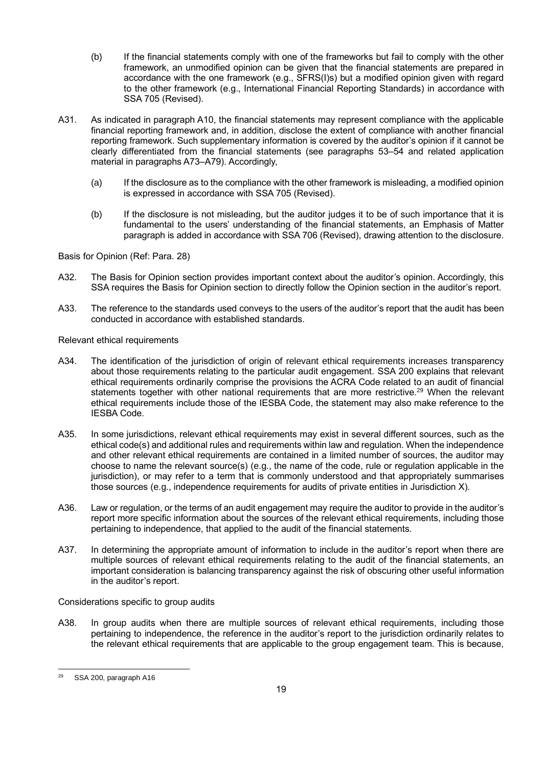(b) If the financial statements comply with one of the frameworks but fail to comply with the other framework, an unmodified opinion can be given that the financial statements are prepared in accordance with the one framework (e.g., SFRS(I)s) but a modified opinion given with regard to the other framework (e.g., International Financial Reporting Standards) in accordance with SSA 705 (Revised).

A31. As indicated in paragraph A10, the financial statements may represent compliance with the applicable financial reporting framework and, in addition, disclose the extent of compliance with another financial reporting framework. Such supplementary information is covered by the auditor's opinion if it cannot be clearly differentiated from the financial statements (see paragraphs 53–54 and related application material in paragraphs A73–A79). Accordingly,

(a) If the disclosure as to the compliance with the other framework is misleading, a modified opinion is expressed in accordance with SSA 705 (Revised).

(b) If the disclosure is not misleading, but the auditor judges it to be of such importance that it is fundamental to the users' understanding of the financial statements, an Emphasis of Matter paragraph is added in accordance with SSA 706 (Revised), drawing attention to the disclosure.

Basis for Opinion (Ref: Para. 28)

A32. The Basis for Opinion section provides important context about the auditor's opinion. Accordingly, this SSA requires the Basis for Opinion section to directly follow the Opinion section in the auditor's report.

A33. The reference to the standards used conveys to the users of the auditor's report that the audit has been conducted in accordance with established standards.

Relevant ethical requirements

A34. The identification of the jurisdiction of origin of relevant ethical requirements increases transparency about those requirements relating to the particular audit engagement. SSA 200 explains that relevant ethical requirements ordinarily comprise the provisions the ACRA Code related to an audit of financial statements together with other national requirements that are more restrictive.[29] When the relevant ethical requirements include those of the IESBA Code, the statement may also make reference to the IESBA Code.

A35. In some jurisdictions, relevant ethical requirements may exist in several different sources, such as the ethical code(s) and additional rules and requirements within law and regulation. When the independence and other relevant ethical requirements are contained in a limited number of sources, the auditor may choose to name the relevant source(s) (e.g., the name of the code, rule or regulation applicable in the jurisdiction), or may refer to a term that is commonly understood and that appropriately summarises those sources (e.g., independence requirements for audits of private entities in Jurisdiction X).

A36. Law or regulation, or the terms of an audit engagement may require the auditor to provide in the auditor's report more specific information about the sources of the relevant ethical requirements, including those pertaining to independence, that applied to the audit of the financial statements.

A37. In determining the appropriate amount of information to include in the auditor's report when there are multiple sources of relevant ethical requirements relating to the audit of the financial statements, an important consideration is balancing transparency against the risk of obscuring other useful information in the auditor's report.

Considerations specific to group audits

A38. In group audits when there are multiple sources of relevant ethical requirements, including those pertaining to independence, the reference in the auditor's report to the jurisdiction ordinarily relates to the relevant ethical requirements that are applicable to the group engagement team. This is because,

[29] SSA 200, paragraph A16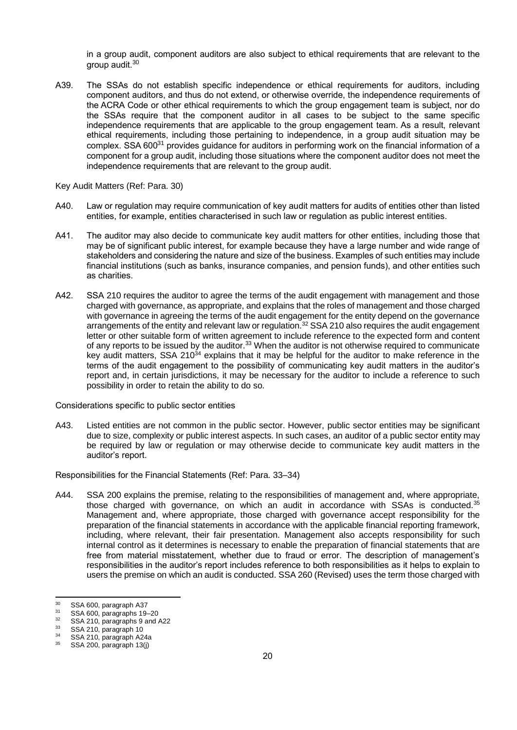in a group audit, component auditors are also subject to ethical requirements that are relevant to the group audit.[30]

A39. The SSAs do not establish specific independence or ethical requirements for auditors, including component auditors, and thus do not extend, or otherwise override, the independence requirements of the ACRA Code or other ethical requirements to which the group engagement team is subject, nor do the SSAs require that the component auditor in all cases to be subject to the same specific independence requirements that are applicable to the group engagement team. As a result, relevant ethical requirements, including those pertaining to independence, in a group audit situation may be complex. SSA 600[31] provides guidance for auditors in performing work on the financial information of a component for a group audit, including those situations where the component auditor does not meet the independence requirements that are relevant to the group audit.

Key Audit Matters (Ref: Para. 30)

A40. Law or regulation may require communication of key audit matters for audits of entities other than listed entities, for example, entities characterised in such law or regulation as public interest entities.

A41. The auditor may also decide to communicate key audit matters for other entities, including those that may be of significant public interest, for example because they have a large number and wide range of stakeholders and considering the nature and size of the business. Examples of such entities may include financial institutions (such as banks, insurance companies, and pension funds), and other entities such as charities.

A42. SSA 210 requires the auditor to agree the terms of the audit engagement with management and those charged with governance, as appropriate, and explains that the roles of management and those charged with governance in agreeing the terms of the audit engagement for the entity depend on the governance arrangements of the entity and relevant law or regulation.[32] SSA 210 also requires the audit engagement letter or other suitable form of written agreement to include reference to the expected form and content of any reports to be issued by the auditor.[33] When the auditor is not otherwise required to communicate key audit matters, SSA 210[34] explains that it may be helpful for the auditor to make reference in the terms of the audit engagement to the possibility of communicating key audit matters in the auditor's report and, in certain jurisdictions, it may be necessary for the auditor to include a reference to such possibility in order to retain the ability to do so.

Considerations specific to public sector entities

A43. Listed entities are not common in the public sector. However, public sector entities may be significant due to size, complexity or public interest aspects. In such cases, an auditor of a public sector entity may be required by law or regulation or may otherwise decide to communicate key audit matters in the auditor's report.

Responsibilities for the Financial Statements (Ref: Para. 33–34)

A44. SSA 200 explains the premise, relating to the responsibilities of management and, where appropriate, those charged with governance, on which an audit in accordance with SSAs is conducted.[35] Management and, where appropriate, those charged with governance accept responsibility for the preparation of the financial statements in accordance with the applicable financial reporting framework, including, where relevant, their fair presentation. Management also accepts responsibility for such internal control as it determines is necessary to enable the preparation of financial statements that are free from material misstatement, whether due to fraud or error. The description of management's responsibilities in the auditor's report includes reference to both responsibilities as it helps to explain to users the premise on which an audit is conducted. SSA 260 (Revised) uses the term those charged with

---

[30] SSA 600, paragraph A37

[31] SSA 600, paragraphs 19–20

[32] SSA 210, paragraphs 9 and A22

[33] SSA 210, paragraph 10

[34] SSA 210, paragraph A24a

[35] SSA 200, paragraph 13(j)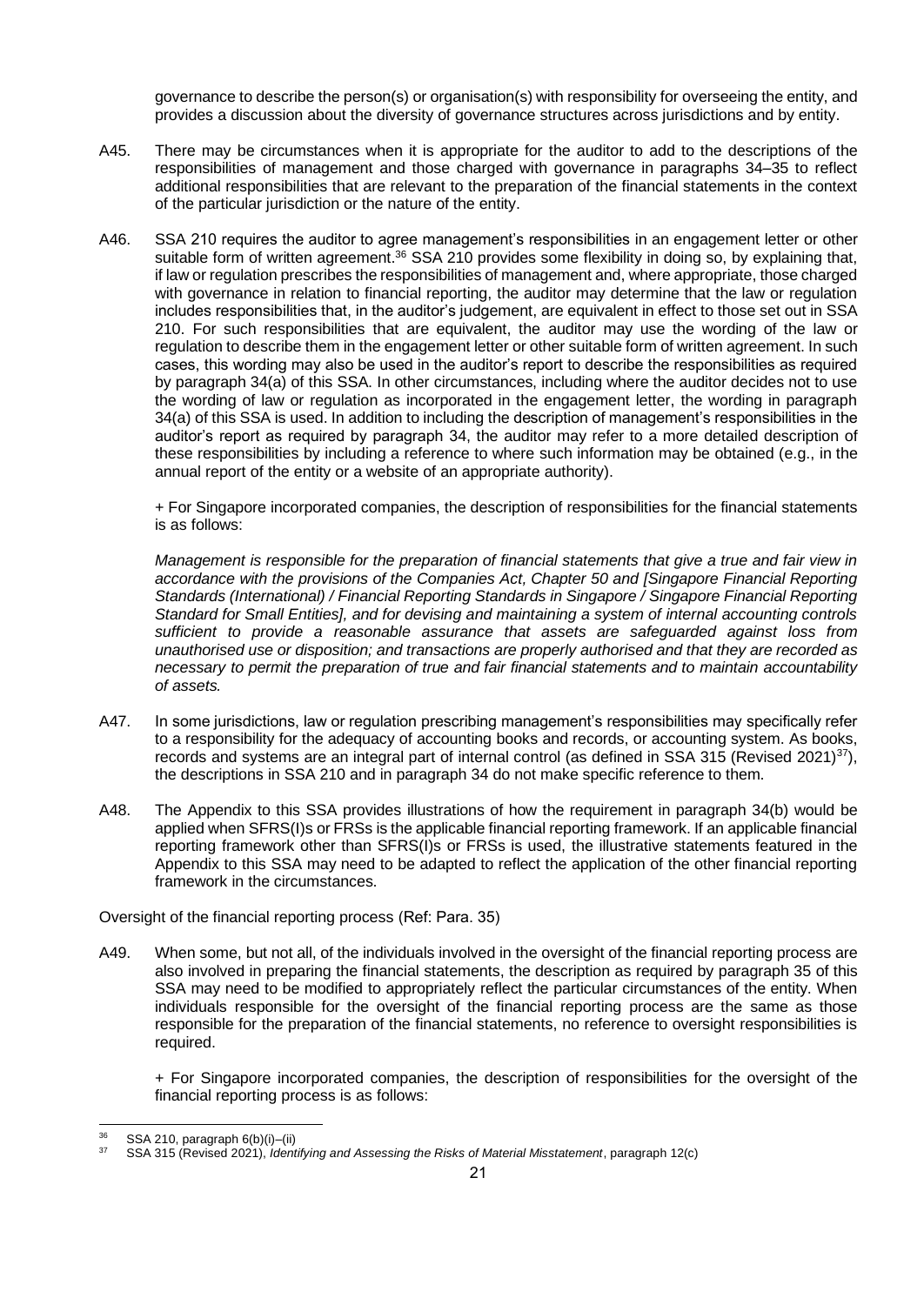governance to describe the person(s) or organisation(s) with responsibility for overseeing the entity, and provides a discussion about the diversity of governance structures across jurisdictions and by entity.

A45. There may be circumstances when it is appropriate for the auditor to add to the descriptions of the responsibilities of management and those charged with governance in paragraphs 34–35 to reflect additional responsibilities that are relevant to the preparation of the financial statements in the context of the particular jurisdiction or the nature of the entity.

A46. SSA 210 requires the auditor to agree management's responsibilities in an engagement letter or other suitable form of written agreement.[36] SSA 210 provides some flexibility in doing so, by explaining that, if law or regulation prescribes the responsibilities of management and, where appropriate, those charged with governance in relation to financial reporting, the auditor may determine that the law or regulation includes responsibilities that, in the auditor's judgement, are equivalent in effect to those set out in SSA 210. For such responsibilities that are equivalent, the auditor may use the wording of the law or regulation to describe them in the engagement letter or other suitable form of written agreement. In such cases, this wording may also be used in the auditor's report to describe the responsibilities as required by paragraph 34(a) of this SSA. In other circumstances, including where the auditor decides not to use the wording of law or regulation as incorporated in the engagement letter, the wording in paragraph 34(a) of this SSA is used. In addition to including the description of management's responsibilities in the auditor's report as required by paragraph 34, the auditor may refer to a more detailed description of these responsibilities by including a reference to where such information may be obtained (e.g., in the annual report of the entity or a website of an appropriate authority).

+ For Singapore incorporated companies, the description of responsibilities for the financial statements is as follows:

*Management is responsible for the preparation of financial statements that give a true and fair view in accordance with the provisions of the Companies Act, Chapter 50 and [Singapore Financial Reporting Standards (International) / Financial Reporting Standards in Singapore / Singapore Financial Reporting Standard for Small Entities], and for devising and maintaining a system of internal accounting controls sufficient to provide a reasonable assurance that assets are safeguarded against loss from unauthorised use or disposition; and transactions are properly authorised and that they are recorded as necessary to permit the preparation of true and fair financial statements and to maintain accountability of assets.*

A47. In some jurisdictions, law or regulation prescribing management's responsibilities may specifically refer to a responsibility for the adequacy of accounting books and records, or accounting system. As books, records and systems are an integral part of internal control (as defined in SSA 315 (Revised 2021)[37]), the descriptions in SSA 210 and in paragraph 34 do not make specific reference to them.

A48. The Appendix to this SSA provides illustrations of how the requirement in paragraph 34(b) would be applied when SFRS(I)s or FRSs is the applicable financial reporting framework. If an applicable financial reporting framework other than SFRS(I)s or FRSs is used, the illustrative statements featured in the Appendix to this SSA may need to be adapted to reflect the application of the other financial reporting framework in the circumstances.

Oversight of the financial reporting process (Ref: Para. 35)

A49. When some, but not all, of the individuals involved in the oversight of the financial reporting process are also involved in preparing the financial statements, the description as required by paragraph 35 of this SSA may need to be modified to appropriately reflect the particular circumstances of the entity. When individuals responsible for the oversight of the financial reporting process are the same as those responsible for the preparation of the financial statements, no reference to oversight responsibilities is required.

+ For Singapore incorporated companies, the description of responsibilities for the oversight of the financial reporting process is as follows:

---

[36] SSA 210, paragraph 6(b)(i)–(ii)

[37] SSA 315 (Revised 2021), *Identifying and Assessing the Risks of Material Misstatement*, paragraph 12(c)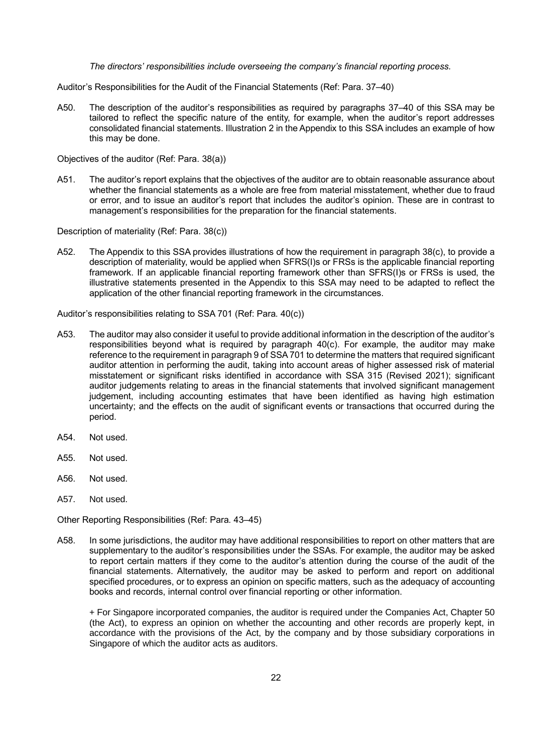*The directors' responsibilities include overseeing the company's financial reporting process.*

Auditor's Responsibilities for the Audit of the Financial Statements (Ref: Para. 37–40)

A50. The description of the auditor's responsibilities as required by paragraphs 37–40 of this SSA may be tailored to reflect the specific nature of the entity, for example, when the auditor's report addresses consolidated financial statements. Illustration 2 in the Appendix to this SSA includes an example of how this may be done.

Objectives of the auditor (Ref: Para. 38(a))

A51. The auditor's report explains that the objectives of the auditor are to obtain reasonable assurance about whether the financial statements as a whole are free from material misstatement, whether due to fraud or error, and to issue an auditor's report that includes the auditor's opinion. These are in contrast to management's responsibilities for the preparation for the financial statements.

Description of materiality (Ref: Para. 38(c))

A52. The Appendix to this SSA provides illustrations of how the requirement in paragraph 38(c), to provide a description of materiality, would be applied when SFRS(I)s or FRSs is the applicable financial reporting framework. If an applicable financial reporting framework other than SFRS(I)s or FRSs is used, the illustrative statements presented in the Appendix to this SSA may need to be adapted to reflect the application of the other financial reporting framework in the circumstances.

Auditor's responsibilities relating to SSA 701 (Ref: Para. 40(c))

A53. The auditor may also consider it useful to provide additional information in the description of the auditor's responsibilities beyond what is required by paragraph 40(c). For example, the auditor may make reference to the requirement in paragraph 9 of SSA 701 to determine the matters that required significant auditor attention in performing the audit, taking into account areas of higher assessed risk of material misstatement or significant risks identified in accordance with SSA 315 (Revised 2021); significant auditor judgements relating to areas in the financial statements that involved significant management judgement, including accounting estimates that have been identified as having high estimation uncertainty; and the effects on the audit of significant events or transactions that occurred during the period.

A54. Not used.

A55. Not used.

A56. Not used.

A57. Not used.

Other Reporting Responsibilities (Ref: Para. 43–45)

A58. In some jurisdictions, the auditor may have additional responsibilities to report on other matters that are supplementary to the auditor's responsibilities under the SSAs. For example, the auditor may be asked to report certain matters if they come to the auditor's attention during the course of the audit of the financial statements. Alternatively, the auditor may be asked to perform and report on additional specified procedures, or to express an opinion on specific matters, such as the adequacy of accounting books and records, internal control over financial reporting or other information.

+ For Singapore incorporated companies, the auditor is required under the Companies Act, Chapter 50 (the Act), to express an opinion on whether the accounting and other records are properly kept, in accordance with the provisions of the Act, by the company and by those subsidiary corporations in Singapore of which the auditor acts as auditors.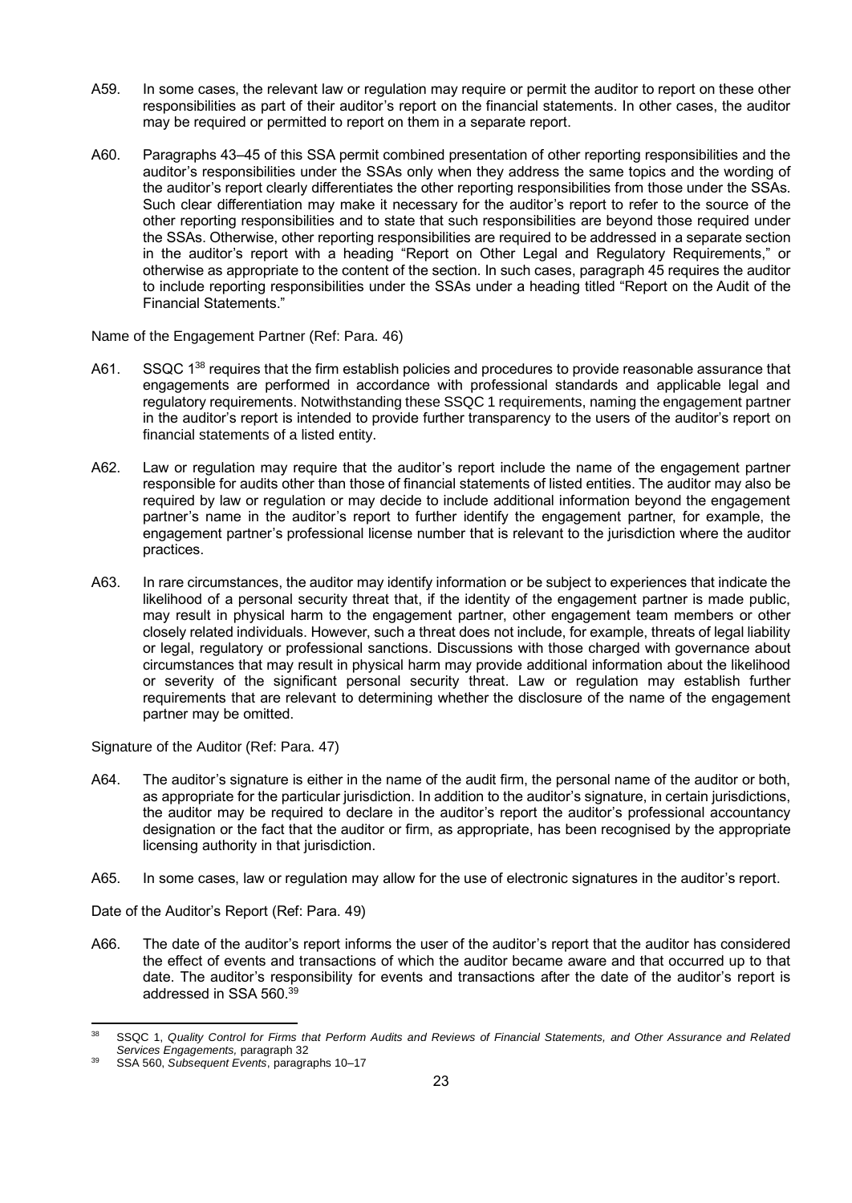A59. In some cases, the relevant law or regulation may require or permit the auditor to report on these other responsibilities as part of their auditor's report on the financial statements. In other cases, the auditor may be required or permitted to report on them in a separate report.

A60. Paragraphs 43–45 of this SSA permit combined presentation of other reporting responsibilities and the auditor's responsibilities under the SSAs only when they address the same topics and the wording of the auditor's report clearly differentiates the other reporting responsibilities from those under the SSAs. Such clear differentiation may make it necessary for the auditor's report to refer to the source of the other reporting responsibilities and to state that such responsibilities are beyond those required under the SSAs. Otherwise, other reporting responsibilities are required to be addressed in a separate section in the auditor's report with a heading "Report on Other Legal and Regulatory Requirements," or otherwise as appropriate to the content of the section. In such cases, paragraph 45 requires the auditor to include reporting responsibilities under the SSAs under a heading titled "Report on the Audit of the Financial Statements."

Name of the Engagement Partner (Ref: Para. 46)

A61. SSQC 1[38] requires that the firm establish policies and procedures to provide reasonable assurance that engagements are performed in accordance with professional standards and applicable legal and regulatory requirements. Notwithstanding these SSQC 1 requirements, naming the engagement partner in the auditor's report is intended to provide further transparency to the users of the auditor's report on financial statements of a listed entity.

A62. Law or regulation may require that the auditor's report include the name of the engagement partner responsible for audits other than those of financial statements of listed entities. The auditor may also be required by law or regulation or may decide to include additional information beyond the engagement partner's name in the auditor's report to further identify the engagement partner, for example, the engagement partner's professional license number that is relevant to the jurisdiction where the auditor practices.

A63. In rare circumstances, the auditor may identify information or be subject to experiences that indicate the likelihood of a personal security threat that, if the identity of the engagement partner is made public, may result in physical harm to the engagement partner, other engagement team members or other closely related individuals. However, such a threat does not include, for example, threats of legal liability or legal, regulatory or professional sanctions. Discussions with those charged with governance about circumstances that may result in physical harm may provide additional information about the likelihood or severity of the significant personal security threat. Law or regulation may establish further requirements that are relevant to determining whether the disclosure of the name of the engagement partner may be omitted.

Signature of the Auditor (Ref: Para. 47)

A64. The auditor's signature is either in the name of the audit firm, the personal name of the auditor or both, as appropriate for the particular jurisdiction. In addition to the auditor's signature, in certain jurisdictions, the auditor may be required to declare in the auditor's report the auditor's professional accountancy designation or the fact that the auditor or firm, as appropriate, has been recognised by the appropriate licensing authority in that jurisdiction.

A65. In some cases, law or regulation may allow for the use of electronic signatures in the auditor's report.

Date of the Auditor's Report (Ref: Para. 49)

A66. The date of the auditor's report informs the user of the auditor's report that the auditor has considered the effect of events and transactions of which the auditor became aware and that occurred up to that date. The auditor's responsibility for events and transactions after the date of the auditor's report is addressed in SSA 560.[39]

---

[38] SSQC 1, *Quality Control for Firms that Perform Audits and Reviews of Financial Statements, and Other Assurance and Related Services Engagements,* paragraph 32

[39] SSA 560, *Subsequent Events*, paragraphs 10–17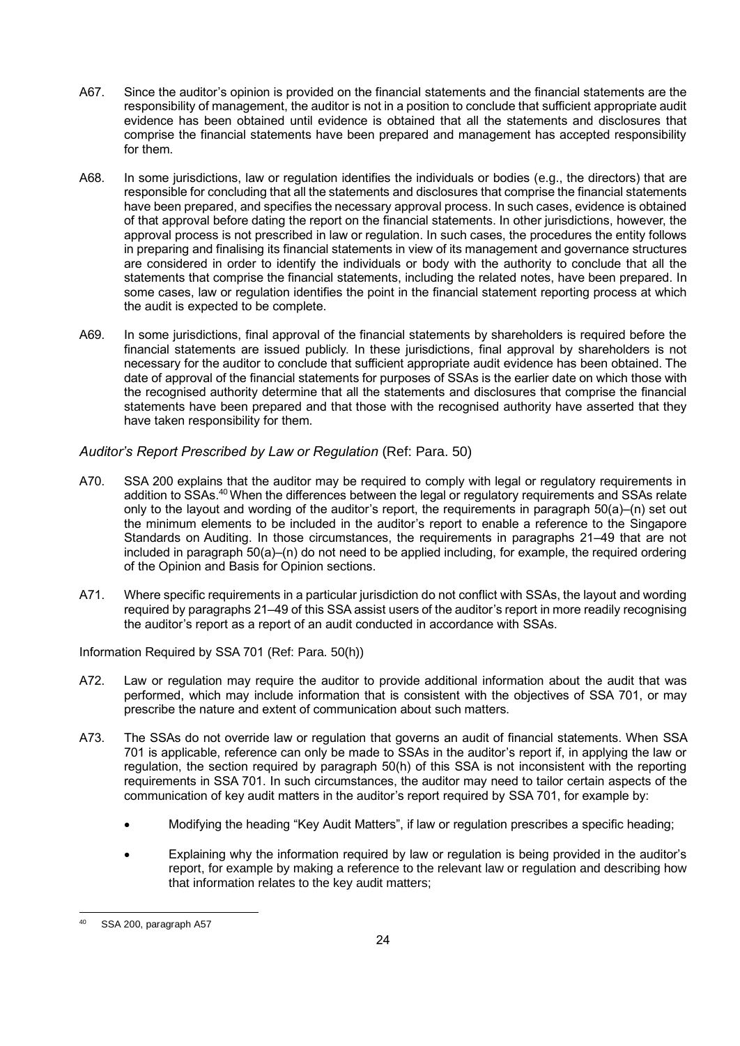A67. Since the auditor's opinion is provided on the financial statements and the financial statements are the responsibility of management, the auditor is not in a position to conclude that sufficient appropriate audit evidence has been obtained until evidence is obtained that all the statements and disclosures that comprise the financial statements have been prepared and management has accepted responsibility for them.

A68. In some jurisdictions, law or regulation identifies the individuals or bodies (e.g., the directors) that are responsible for concluding that all the statements and disclosures that comprise the financial statements have been prepared, and specifies the necessary approval process. In such cases, evidence is obtained of that approval before dating the report on the financial statements. In other jurisdictions, however, the approval process is not prescribed in law or regulation. In such cases, the procedures the entity follows in preparing and finalising its financial statements in view of its management and governance structures are considered in order to identify the individuals or body with the authority to conclude that all the statements that comprise the financial statements, including the related notes, have been prepared. In some cases, law or regulation identifies the point in the financial statement reporting process at which the audit is expected to be complete.

A69. In some jurisdictions, final approval of the financial statements by shareholders is required before the financial statements are issued publicly. In these jurisdictions, final approval by shareholders is not necessary for the auditor to conclude that sufficient appropriate audit evidence has been obtained. The date of approval of the financial statements for purposes of SSAs is the earlier date on which those with the recognised authority determine that all the statements and disclosures that comprise the financial statements have been prepared and that those with the recognised authority have asserted that they have taken responsibility for them.

*Auditor's Report Prescribed by Law or Regulation* (Ref: Para. 50)

A70. SSA 200 explains that the auditor may be required to comply with legal or regulatory requirements in addition to SSAs.[40] When the differences between the legal or regulatory requirements and SSAs relate only to the layout and wording of the auditor's report, the requirements in paragraph 50(a)–(n) set out the minimum elements to be included in the auditor's report to enable a reference to the Singapore Standards on Auditing. In those circumstances, the requirements in paragraphs 21–49 that are not included in paragraph 50(a)–(n) do not need to be applied including, for example, the required ordering of the Opinion and Basis for Opinion sections.

A71. Where specific requirements in a particular jurisdiction do not conflict with SSAs, the layout and wording required by paragraphs 21–49 of this SSA assist users of the auditor's report in more readily recognising the auditor's report as a report of an audit conducted in accordance with SSAs.

Information Required by SSA 701 (Ref: Para. 50(h))

A72. Law or regulation may require the auditor to provide additional information about the audit that was performed, which may include information that is consistent with the objectives of SSA 701, or may prescribe the nature and extent of communication about such matters.

A73. The SSAs do not override law or regulation that governs an audit of financial statements. When SSA 701 is applicable, reference can only be made to SSAs in the auditor's report if, in applying the law or regulation, the section required by paragraph 50(h) of this SSA is not inconsistent with the reporting requirements in SSA 701. In such circumstances, the auditor may need to tailor certain aspects of the communication of key audit matters in the auditor's report required by SSA 701, for example by:

- Modifying the heading "Key Audit Matters", if law or regulation prescribes a specific heading;
- Explaining why the information required by law or regulation is being provided in the auditor's report, for example by making a reference to the relevant law or regulation and describing how that information relates to the key audit matters;

---

[40] SSA 200, paragraph A57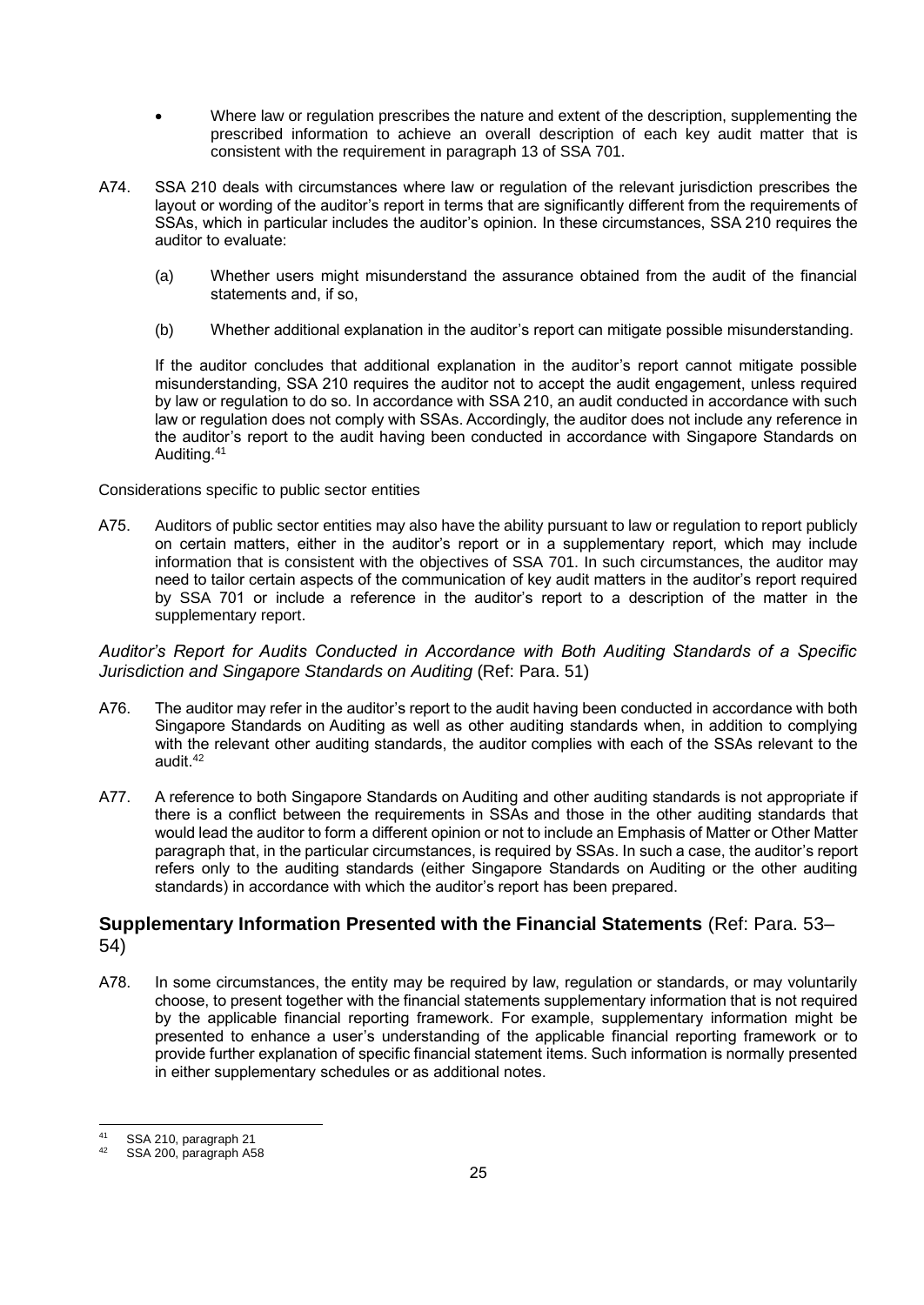- Where law or regulation prescribes the nature and extent of the description, supplementing the prescribed information to achieve an overall description of each key audit matter that is consistent with the requirement in paragraph 13 of SSA 701.

A74. SSA 210 deals with circumstances where law or regulation of the relevant jurisdiction prescribes the layout or wording of the auditor's report in terms that are significantly different from the requirements of SSAs, which in particular includes the auditor's opinion. In these circumstances, SSA 210 requires the auditor to evaluate:

(a) Whether users might misunderstand the assurance obtained from the audit of the financial statements and, if so,

(b) Whether additional explanation in the auditor's report can mitigate possible misunderstanding.

If the auditor concludes that additional explanation in the auditor's report cannot mitigate possible misunderstanding, SSA 210 requires the auditor not to accept the audit engagement, unless required by law or regulation to do so. In accordance with SSA 210, an audit conducted in accordance with such law or regulation does not comply with SSAs. Accordingly, the auditor does not include any reference in the auditor's report to the audit having been conducted in accordance with Singapore Standards on Auditing.[41]

Considerations specific to public sector entities

A75. Auditors of public sector entities may also have the ability pursuant to law or regulation to report publicly on certain matters, either in the auditor's report or in a supplementary report, which may include information that is consistent with the objectives of SSA 701. In such circumstances, the auditor may need to tailor certain aspects of the communication of key audit matters in the auditor's report required by SSA 701 or include a reference in the auditor's report to a description of the matter in the supplementary report.

*Auditor's Report for Audits Conducted in Accordance with Both Auditing Standards of a Specific Jurisdiction and Singapore Standards on Auditing* (Ref: Para. 51)

A76. The auditor may refer in the auditor's report to the audit having been conducted in accordance with both Singapore Standards on Auditing as well as other auditing standards when, in addition to complying with the relevant other auditing standards, the auditor complies with each of the SSAs relevant to the audit.[42]

A77. A reference to both Singapore Standards on Auditing and other auditing standards is not appropriate if there is a conflict between the requirements in SSAs and those in the other auditing standards that would lead the auditor to form a different opinion or not to include an Emphasis of Matter or Other Matter paragraph that, in the particular circumstances, is required by SSAs. In such a case, the auditor's report refers only to the auditing standards (either Singapore Standards on Auditing or the other auditing standards) in accordance with which the auditor's report has been prepared.

## **Supplementary Information Presented with the Financial Statements** (Ref: Para. 53–54)

A78. In some circumstances, the entity may be required by law, regulation or standards, or may voluntarily choose, to present together with the financial statements supplementary information that is not required by the applicable financial reporting framework. For example, supplementary information might be presented to enhance a user's understanding of the applicable financial reporting framework or to provide further explanation of specific financial statement items. Such information is normally presented in either supplementary schedules or as additional notes.

---

[41] SSA 210, paragraph 21

[42] SSA 200, paragraph A58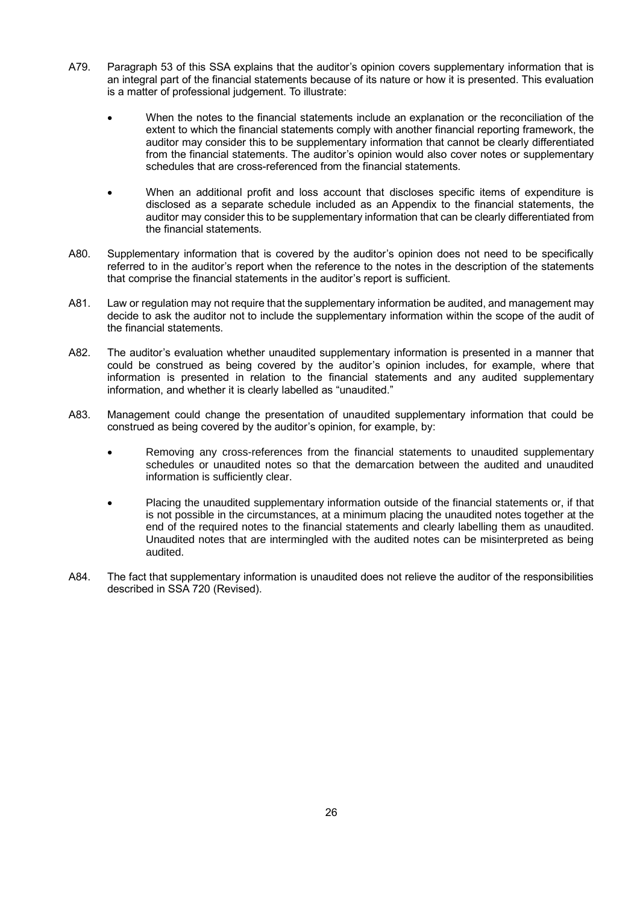A79. Paragraph 53 of this SSA explains that the auditor's opinion covers supplementary information that is an integral part of the financial statements because of its nature or how it is presented. This evaluation is a matter of professional judgement. To illustrate:

- When the notes to the financial statements include an explanation or the reconciliation of the extent to which the financial statements comply with another financial reporting framework, the auditor may consider this to be supplementary information that cannot be clearly differentiated from the financial statements. The auditor's opinion would also cover notes or supplementary schedules that are cross-referenced from the financial statements.

- When an additional profit and loss account that discloses specific items of expenditure is disclosed as a separate schedule included as an Appendix to the financial statements, the auditor may consider this to be supplementary information that can be clearly differentiated from the financial statements.

A80. Supplementary information that is covered by the auditor's opinion does not need to be specifically referred to in the auditor's report when the reference to the notes in the description of the statements that comprise the financial statements in the auditor's report is sufficient.

A81. Law or regulation may not require that the supplementary information be audited, and management may decide to ask the auditor not to include the supplementary information within the scope of the audit of the financial statements.

A82. The auditor's evaluation whether unaudited supplementary information is presented in a manner that could be construed as being covered by the auditor's opinion includes, for example, where that information is presented in relation to the financial statements and any audited supplementary information, and whether it is clearly labelled as "unaudited."

A83. Management could change the presentation of unaudited supplementary information that could be construed as being covered by the auditor's opinion, for example, by:

- Removing any cross-references from the financial statements to unaudited supplementary schedules or unaudited notes so that the demarcation between the audited and unaudited information is sufficiently clear.

- Placing the unaudited supplementary information outside of the financial statements or, if that is not possible in the circumstances, at a minimum placing the unaudited notes together at the end of the required notes to the financial statements and clearly labelling them as unaudited. Unaudited notes that are intermingled with the audited notes can be misinterpreted as being audited.

A84. The fact that supplementary information is unaudited does not relieve the auditor of the responsibilities described in SSA 720 (Revised).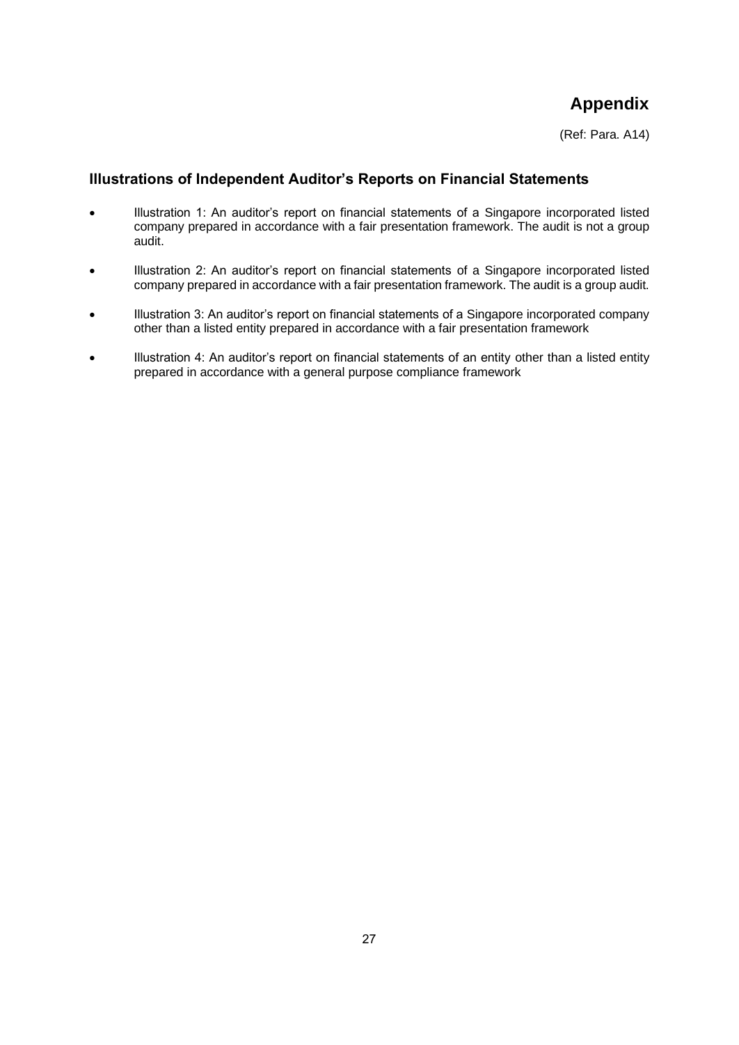# Appendix

(Ref: Para. A14)

## Illustrations of Independent Auditor's Reports on Financial Statements

- Illustration 1: An auditor's report on financial statements of a Singapore incorporated listed company prepared in accordance with a fair presentation framework. The audit is not a group audit.
- Illustration 2: An auditor's report on financial statements of a Singapore incorporated listed company prepared in accordance with a fair presentation framework. The audit is a group audit.
- Illustration 3: An auditor's report on financial statements of a Singapore incorporated company other than a listed entity prepared in accordance with a fair presentation framework
- Illustration 4: An auditor's report on financial statements of an entity other than a listed entity prepared in accordance with a general purpose compliance framework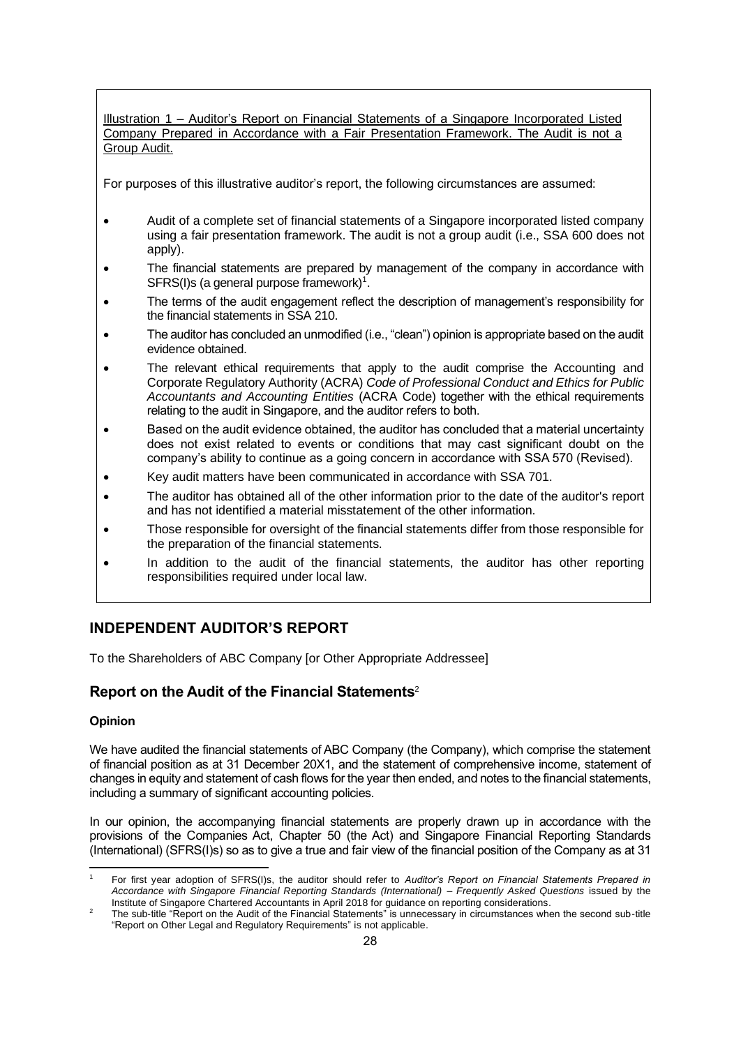Illustration 1 – Auditor's Report on Financial Statements of a Singapore Incorporated Listed Company Prepared in Accordance with a Fair Presentation Framework. The Audit is not a Group Audit.

For purposes of this illustrative auditor's report, the following circumstances are assumed:

- Audit of a complete set of financial statements of a Singapore incorporated listed company using a fair presentation framework. The audit is not a group audit (i.e., SSA 600 does not apply).
- The financial statements are prepared by management of the company in accordance with SFRS(I)s (a general purpose framework)[1].
- The terms of the audit engagement reflect the description of management's responsibility for the financial statements in SSA 210.
- The auditor has concluded an unmodified (i.e., "clean") opinion is appropriate based on the audit evidence obtained.
- The relevant ethical requirements that apply to the audit comprise the Accounting and Corporate Regulatory Authority (ACRA) *Code of Professional Conduct and Ethics for Public Accountants and Accounting Entities* (ACRA Code) together with the ethical requirements relating to the audit in Singapore, and the auditor refers to both.
- Based on the audit evidence obtained, the auditor has concluded that a material uncertainty does not exist related to events or conditions that may cast significant doubt on the company's ability to continue as a going concern in accordance with SSA 570 (Revised).
- Key audit matters have been communicated in accordance with SSA 701.
- The auditor has obtained all of the other information prior to the date of the auditor's report and has not identified a material misstatement of the other information.
- Those responsible for oversight of the financial statements differ from those responsible for the preparation of the financial statements.
- In addition to the audit of the financial statements, the auditor has other reporting responsibilities required under local law.

## INDEPENDENT AUDITOR'S REPORT

To the Shareholders of ABC Company [or Other Appropriate Addressee]

### Report on the Audit of the Financial Statements[2]

**Opinion**

We have audited the financial statements of ABC Company (the Company), which comprise the statement of financial position as at 31 December 20X1, and the statement of comprehensive income, statement of changes in equity and statement of cash flows for the year then ended, and notes to the financial statements, including a summary of significant accounting policies.

In our opinion, the accompanying financial statements are properly drawn up in accordance with the provisions of the Companies Act, Chapter 50 (the Act) and Singapore Financial Reporting Standards (International) (SFRS(I)s) so as to give a true and fair view of the financial position of the Company as at 31

---

[1] For first year adoption of SFRS(I)s, the auditor should refer to *Auditor's Report on Financial Statements Prepared in Accordance with Singapore Financial Reporting Standards (International) – Frequently Asked Questions* issued by the Institute of Singapore Chartered Accountants in April 2018 for guidance on reporting considerations.

[2] The sub-title "Report on the Audit of the Financial Statements" is unnecessary in circumstances when the second sub-title "Report on Other Legal and Regulatory Requirements" is not applicable.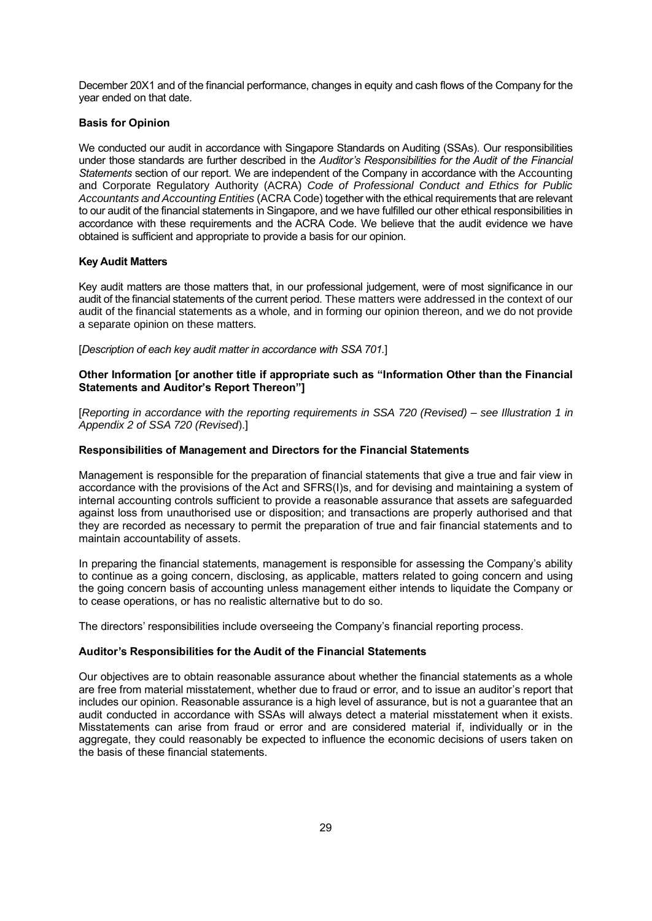December 20X1 and of the financial performance, changes in equity and cash flows of the Company for the year ended on that date.

**Basis for Opinion**

We conducted our audit in accordance with Singapore Standards on Auditing (SSAs). Our responsibilities under those standards are further described in the *Auditor's Responsibilities for the Audit of the Financial Statements* section of our report. We are independent of the Company in accordance with the Accounting and Corporate Regulatory Authority (ACRA) *Code of Professional Conduct and Ethics for Public Accountants and Accounting Entities* (ACRA Code) together with the ethical requirements that are relevant to our audit of the financial statements in Singapore, and we have fulfilled our other ethical responsibilities in accordance with these requirements and the ACRA Code. We believe that the audit evidence we have obtained is sufficient and appropriate to provide a basis for our opinion.

**Key Audit Matters**

Key audit matters are those matters that, in our professional judgement, were of most significance in our audit of the financial statements of the current period. These matters were addressed in the context of our audit of the financial statements as a whole, and in forming our opinion thereon, and we do not provide a separate opinion on these matters.

[*Description of each key audit matter in accordance with SSA 701.*]

**Other Information [or another title if appropriate such as "Information Other than the Financial Statements and Auditor's Report Thereon"]**

[*Reporting in accordance with the reporting requirements in SSA 720 (Revised) – see Illustration 1 in Appendix 2 of SSA 720 (Revised*).]

**Responsibilities of Management and Directors for the Financial Statements**

Management is responsible for the preparation of financial statements that give a true and fair view in accordance with the provisions of the Act and SFRS(I)s, and for devising and maintaining a system of internal accounting controls sufficient to provide a reasonable assurance that assets are safeguarded against loss from unauthorised use or disposition; and transactions are properly authorised and that they are recorded as necessary to permit the preparation of true and fair financial statements and to maintain accountability of assets.

In preparing the financial statements, management is responsible for assessing the Company's ability to continue as a going concern, disclosing, as applicable, matters related to going concern and using the going concern basis of accounting unless management either intends to liquidate the Company or to cease operations, or has no realistic alternative but to do so.

The directors' responsibilities include overseeing the Company's financial reporting process.

**Auditor's Responsibilities for the Audit of the Financial Statements**

Our objectives are to obtain reasonable assurance about whether the financial statements as a whole are free from material misstatement, whether due to fraud or error, and to issue an auditor's report that includes our opinion. Reasonable assurance is a high level of assurance, but is not a guarantee that an audit conducted in accordance with SSAs will always detect a material misstatement when it exists. Misstatements can arise from fraud or error and are considered material if, individually or in the aggregate, they could reasonably be expected to influence the economic decisions of users taken on the basis of these financial statements.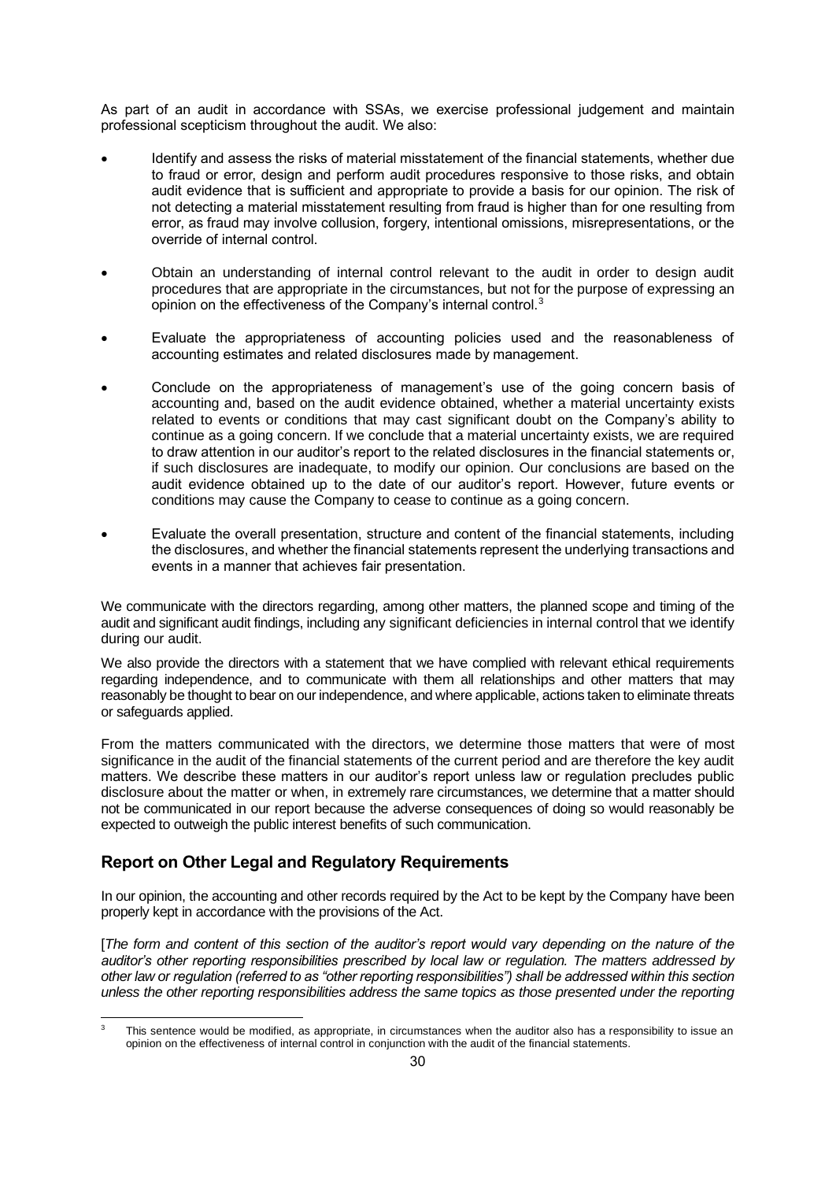As part of an audit in accordance with SSAs, we exercise professional judgement and maintain professional scepticism throughout the audit. We also:

- Identify and assess the risks of material misstatement of the financial statements, whether due to fraud or error, design and perform audit procedures responsive to those risks, and obtain audit evidence that is sufficient and appropriate to provide a basis for our opinion. The risk of not detecting a material misstatement resulting from fraud is higher than for one resulting from error, as fraud may involve collusion, forgery, intentional omissions, misrepresentations, or the override of internal control.
- Obtain an understanding of internal control relevant to the audit in order to design audit procedures that are appropriate in the circumstances, but not for the purpose of expressing an opinion on the effectiveness of the Company's internal control.[3]
- Evaluate the appropriateness of accounting policies used and the reasonableness of accounting estimates and related disclosures made by management.
- Conclude on the appropriateness of management's use of the going concern basis of accounting and, based on the audit evidence obtained, whether a material uncertainty exists related to events or conditions that may cast significant doubt on the Company's ability to continue as a going concern. If we conclude that a material uncertainty exists, we are required to draw attention in our auditor's report to the related disclosures in the financial statements or, if such disclosures are inadequate, to modify our opinion. Our conclusions are based on the audit evidence obtained up to the date of our auditor's report. However, future events or conditions may cause the Company to cease to continue as a going concern.
- Evaluate the overall presentation, structure and content of the financial statements, including the disclosures, and whether the financial statements represent the underlying transactions and events in a manner that achieves fair presentation.

We communicate with the directors regarding, among other matters, the planned scope and timing of the audit and significant audit findings, including any significant deficiencies in internal control that we identify during our audit.

We also provide the directors with a statement that we have complied with relevant ethical requirements regarding independence, and to communicate with them all relationships and other matters that may reasonably be thought to bear on our independence, and where applicable, actions taken to eliminate threats or safeguards applied.

From the matters communicated with the directors, we determine those matters that were of most significance in the audit of the financial statements of the current period and are therefore the key audit matters. We describe these matters in our auditor's report unless law or regulation precludes public disclosure about the matter or when, in extremely rare circumstances, we determine that a matter should not be communicated in our report because the adverse consequences of doing so would reasonably be expected to outweigh the public interest benefits of such communication.

## Report on Other Legal and Regulatory Requirements

In our opinion, the accounting and other records required by the Act to be kept by the Company have been properly kept in accordance with the provisions of the Act.

[*The form and content of this section of the auditor's report would vary depending on the nature of the auditor's other reporting responsibilities prescribed by local law or regulation. The matters addressed by other law or regulation (referred to as "other reporting responsibilities") shall be addressed within this section unless the other reporting responsibilities address the same topics as those presented under the reporting*

---

[3] This sentence would be modified, as appropriate, in circumstances when the auditor also has a responsibility to issue an opinion on the effectiveness of internal control in conjunction with the audit of the financial statements.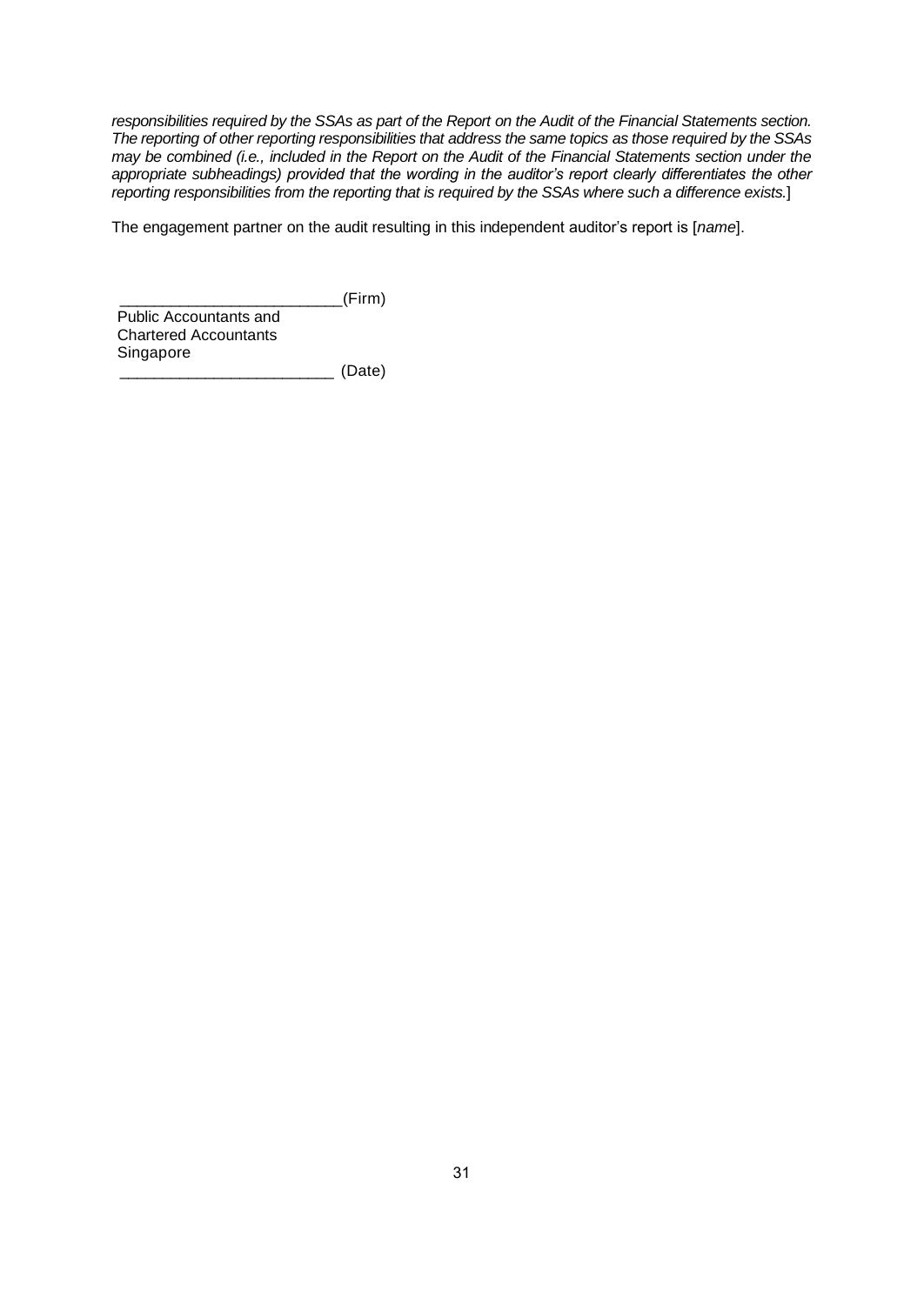*responsibilities required by the SSAs as part of the Report on the Audit of the Financial Statements section. The reporting of other reporting responsibilities that address the same topics as those required by the SSAs may be combined (i.e., included in the Report on the Audit of the Financial Statements section under the appropriate subheadings) provided that the wording in the auditor's report clearly differentiates the other reporting responsibilities from the reporting that is required by the SSAs where such a difference exists.*]

The engagement partner on the audit resulting in this independent auditor's report is [*name*].

_________________________(Firm)
Public Accountants and
Chartered Accountants
Singapore
_________________________ (Date)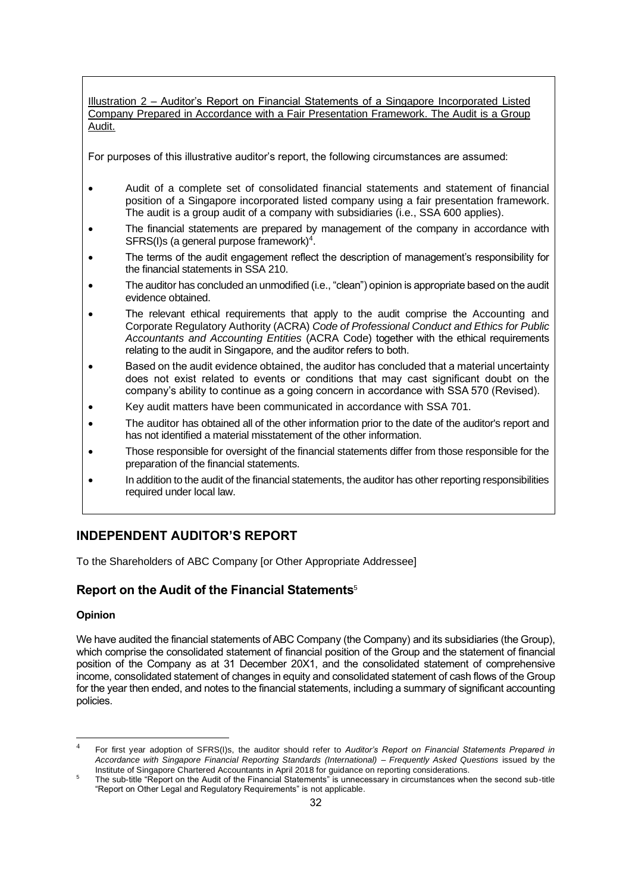Illustration 2 – Auditor's Report on Financial Statements of a Singapore Incorporated Listed Company Prepared in Accordance with a Fair Presentation Framework. The Audit is a Group Audit.

For purposes of this illustrative auditor's report, the following circumstances are assumed:

- Audit of a complete set of consolidated financial statements and statement of financial position of a Singapore incorporated listed company using a fair presentation framework. The audit is a group audit of a company with subsidiaries (i.e., SSA 600 applies).
- The financial statements are prepared by management of the company in accordance with SFRS(I)s (a general purpose framework)[4].
- The terms of the audit engagement reflect the description of management's responsibility for the financial statements in SSA 210.
- The auditor has concluded an unmodified (i.e., "clean") opinion is appropriate based on the audit evidence obtained.
- The relevant ethical requirements that apply to the audit comprise the Accounting and Corporate Regulatory Authority (ACRA) *Code of Professional Conduct and Ethics for Public Accountants and Accounting Entities* (ACRA Code) together with the ethical requirements relating to the audit in Singapore, and the auditor refers to both.
- Based on the audit evidence obtained, the auditor has concluded that a material uncertainty does not exist related to events or conditions that may cast significant doubt on the company's ability to continue as a going concern in accordance with SSA 570 (Revised).
- Key audit matters have been communicated in accordance with SSA 701.
- The auditor has obtained all of the other information prior to the date of the auditor's report and has not identified a material misstatement of the other information.
- Those responsible for oversight of the financial statements differ from those responsible for the preparation of the financial statements.
- In addition to the audit of the financial statements, the auditor has other reporting responsibilities required under local law.

## INDEPENDENT AUDITOR'S REPORT

To the Shareholders of ABC Company [or Other Appropriate Addressee]

### Report on the Audit of the Financial Statements[5]

**Opinion**

We have audited the financial statements of ABC Company (the Company) and its subsidiaries (the Group), which comprise the consolidated statement of financial position of the Group and the statement of financial position of the Company as at 31 December 20X1, and the consolidated statement of comprehensive income, consolidated statement of changes in equity and consolidated statement of cash flows of the Group for the year then ended, and notes to the financial statements, including a summary of significant accounting policies.

---

[4] For first year adoption of SFRS(I)s, the auditor should refer to *Auditor's Report on Financial Statements Prepared in Accordance with Singapore Financial Reporting Standards (International) – Frequently Asked Questions* issued by the Institute of Singapore Chartered Accountants in April 2018 for guidance on reporting considerations.

[5] The sub-title "Report on the Audit of the Financial Statements" is unnecessary in circumstances when the second sub-title "Report on Other Legal and Regulatory Requirements" is not applicable.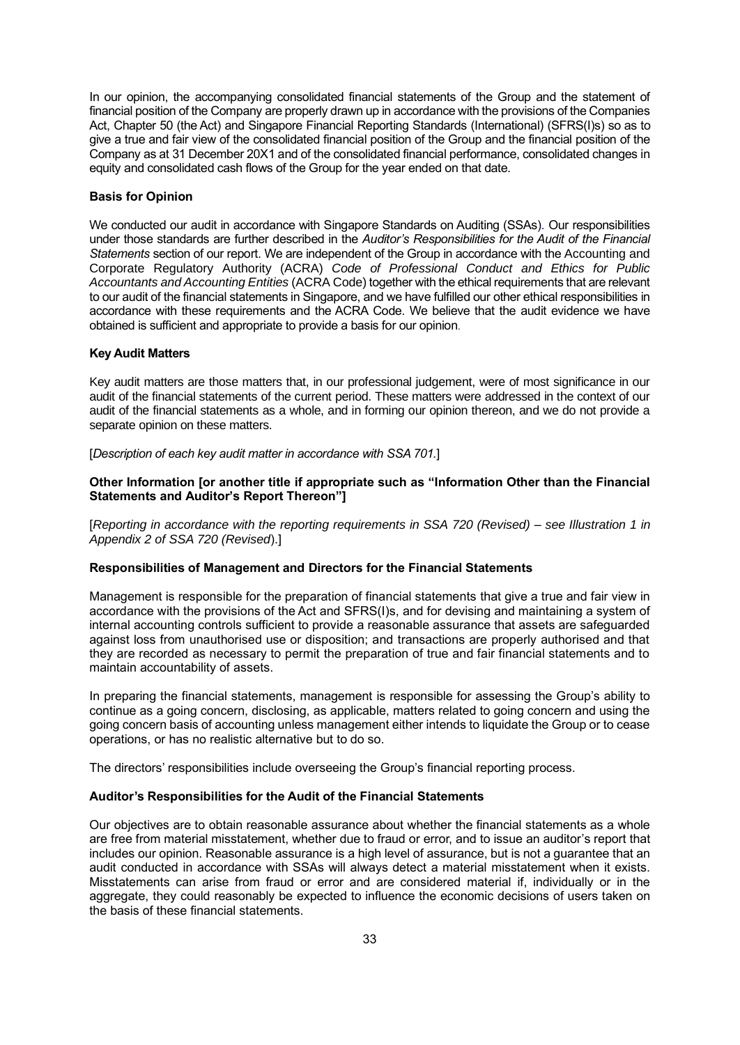In our opinion, the accompanying consolidated financial statements of the Group and the statement of financial position of the Company are properly drawn up in accordance with the provisions of the Companies Act, Chapter 50 (the Act) and Singapore Financial Reporting Standards (International) (SFRS(I)s) so as to give a true and fair view of the consolidated financial position of the Group and the financial position of the Company as at 31 December 20X1 and of the consolidated financial performance, consolidated changes in equity and consolidated cash flows of the Group for the year ended on that date.

**Basis for Opinion**

We conducted our audit in accordance with Singapore Standards on Auditing (SSAs). Our responsibilities under those standards are further described in the *Auditor's Responsibilities for the Audit of the Financial Statements* section of our report. We are independent of the Group in accordance with the Accounting and Corporate Regulatory Authority (ACRA) *Code of Professional Conduct and Ethics for Public Accountants and Accounting Entities* (ACRA Code) together with the ethical requirements that are relevant to our audit of the financial statements in Singapore, and we have fulfilled our other ethical responsibilities in accordance with these requirements and the ACRA Code. We believe that the audit evidence we have obtained is sufficient and appropriate to provide a basis for our opinion.

**Key Audit Matters**

Key audit matters are those matters that, in our professional judgement, were of most significance in our audit of the financial statements of the current period. These matters were addressed in the context of our audit of the financial statements as a whole, and in forming our opinion thereon, and we do not provide a separate opinion on these matters.

[*Description of each key audit matter in accordance with SSA 701.*]

**Other Information [or another title if appropriate such as "Information Other than the Financial Statements and Auditor's Report Thereon"]**

[*Reporting in accordance with the reporting requirements in SSA 720 (Revised) – see Illustration 1 in Appendix 2 of SSA 720 (Revised*).]

**Responsibilities of Management and Directors for the Financial Statements**

Management is responsible for the preparation of financial statements that give a true and fair view in accordance with the provisions of the Act and SFRS(I)s, and for devising and maintaining a system of internal accounting controls sufficient to provide a reasonable assurance that assets are safeguarded against loss from unauthorised use or disposition; and transactions are properly authorised and that they are recorded as necessary to permit the preparation of true and fair financial statements and to maintain accountability of assets.

In preparing the financial statements, management is responsible for assessing the Group's ability to continue as a going concern, disclosing, as applicable, matters related to going concern and using the going concern basis of accounting unless management either intends to liquidate the Group or to cease operations, or has no realistic alternative but to do so.

The directors' responsibilities include overseeing the Group's financial reporting process.

**Auditor's Responsibilities for the Audit of the Financial Statements**

Our objectives are to obtain reasonable assurance about whether the financial statements as a whole are free from material misstatement, whether due to fraud or error, and to issue an auditor's report that includes our opinion. Reasonable assurance is a high level of assurance, but is not a guarantee that an audit conducted in accordance with SSAs will always detect a material misstatement when it exists. Misstatements can arise from fraud or error and are considered material if, individually or in the aggregate, they could reasonably be expected to influence the economic decisions of users taken on the basis of these financial statements.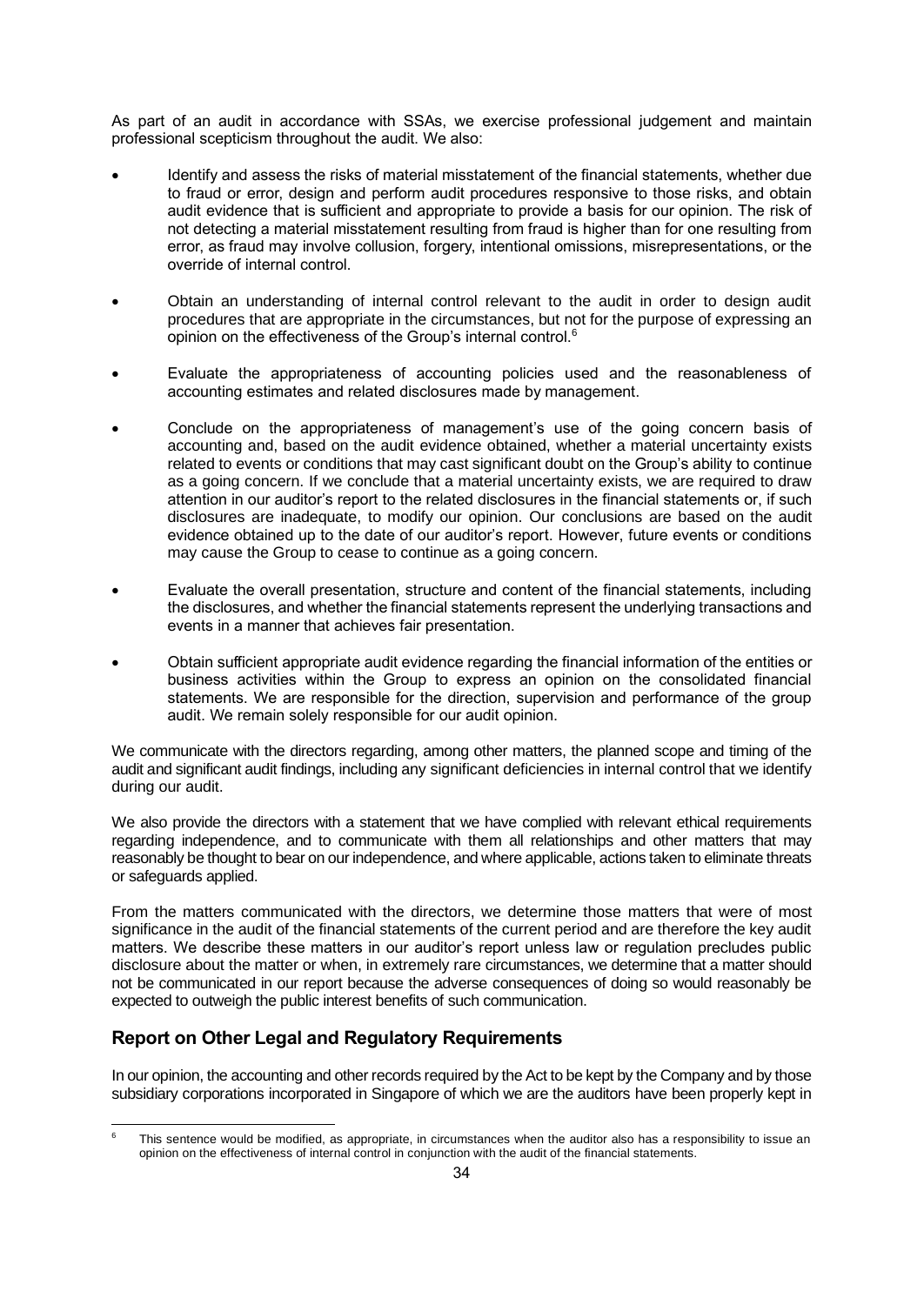As part of an audit in accordance with SSAs, we exercise professional judgement and maintain professional scepticism throughout the audit. We also:

- Identify and assess the risks of material misstatement of the financial statements, whether due to fraud or error, design and perform audit procedures responsive to those risks, and obtain audit evidence that is sufficient and appropriate to provide a basis for our opinion. The risk of not detecting a material misstatement resulting from fraud is higher than for one resulting from error, as fraud may involve collusion, forgery, intentional omissions, misrepresentations, or the override of internal control.

- Obtain an understanding of internal control relevant to the audit in order to design audit procedures that are appropriate in the circumstances, but not for the purpose of expressing an opinion on the effectiveness of the Group's internal control.[6]

- Evaluate the appropriateness of accounting policies used and the reasonableness of accounting estimates and related disclosures made by management.

- Conclude on the appropriateness of management's use of the going concern basis of accounting and, based on the audit evidence obtained, whether a material uncertainty exists related to events or conditions that may cast significant doubt on the Group's ability to continue as a going concern. If we conclude that a material uncertainty exists, we are required to draw attention in our auditor's report to the related disclosures in the financial statements or, if such disclosures are inadequate, to modify our opinion. Our conclusions are based on the audit evidence obtained up to the date of our auditor's report. However, future events or conditions may cause the Group to cease to continue as a going concern.

- Evaluate the overall presentation, structure and content of the financial statements, including the disclosures, and whether the financial statements represent the underlying transactions and events in a manner that achieves fair presentation.

- Obtain sufficient appropriate audit evidence regarding the financial information of the entities or business activities within the Group to express an opinion on the consolidated financial statements. We are responsible for the direction, supervision and performance of the group audit. We remain solely responsible for our audit opinion.

We communicate with the directors regarding, among other matters, the planned scope and timing of the audit and significant audit findings, including any significant deficiencies in internal control that we identify during our audit.

We also provide the directors with a statement that we have complied with relevant ethical requirements regarding independence, and to communicate with them all relationships and other matters that may reasonably be thought to bear on our independence, and where applicable, actions taken to eliminate threats or safeguards applied.

From the matters communicated with the directors, we determine those matters that were of most significance in the audit of the financial statements of the current period and are therefore the key audit matters. We describe these matters in our auditor's report unless law or regulation precludes public disclosure about the matter or when, in extremely rare circumstances, we determine that a matter should not be communicated in our report because the adverse consequences of doing so would reasonably be expected to outweigh the public interest benefits of such communication.

## Report on Other Legal and Regulatory Requirements

In our opinion, the accounting and other records required by the Act to be kept by the Company and by those subsidiary corporations incorporated in Singapore of which we are the auditors have been properly kept in

[6] This sentence would be modified, as appropriate, in circumstances when the auditor also has a responsibility to issue an opinion on the effectiveness of internal control in conjunction with the audit of the financial statements.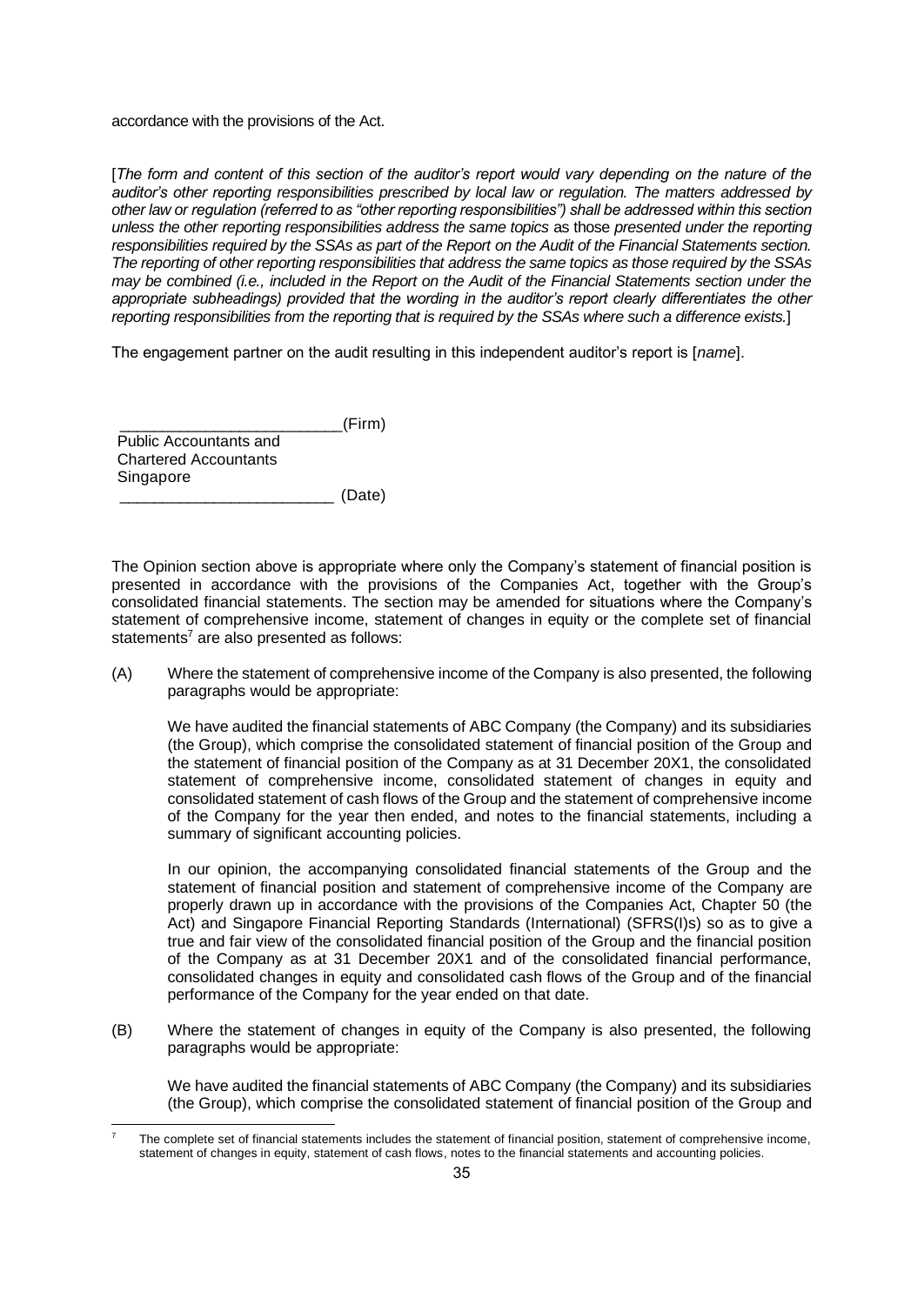accordance with the provisions of the Act.

[*The form and content of this section of the auditor's report would vary depending on the nature of the auditor's other reporting responsibilities prescribed by local law or regulation. The matters addressed by other law or regulation (referred to as "other reporting responsibilities") shall be addressed within this section unless the other reporting responsibilities address the same topics* as those *presented under the reporting responsibilities required by the SSAs as part of the Report on the Audit of the Financial Statements section. The reporting of other reporting responsibilities that address the same topics as those required by the SSAs may be combined (i.e., included in the Report on the Audit of the Financial Statements section under the appropriate subheadings) provided that the wording in the auditor's report clearly differentiates the other reporting responsibilities from the reporting that is required by the SSAs where such a difference exists.*]

The engagement partner on the audit resulting in this independent auditor's report is [*name*].

__________________________(Firm)
Public Accountants and
Chartered Accountants
Singapore
_________________________ (Date)

The Opinion section above is appropriate where only the Company's statement of financial position is presented in accordance with the provisions of the Companies Act, together with the Group's consolidated financial statements. The section may be amended for situations where the Company's statement of comprehensive income, statement of changes in equity or the complete set of financial statements[7] are also presented as follows:

(A) Where the statement of comprehensive income of the Company is also presented, the following paragraphs would be appropriate:

We have audited the financial statements of ABC Company (the Company) and its subsidiaries (the Group), which comprise the consolidated statement of financial position of the Group and the statement of financial position of the Company as at 31 December 20X1, the consolidated statement of comprehensive income, consolidated statement of changes in equity and consolidated statement of cash flows of the Group and the statement of comprehensive income of the Company for the year then ended, and notes to the financial statements, including a summary of significant accounting policies.

In our opinion, the accompanying consolidated financial statements of the Group and the statement of financial position and statement of comprehensive income of the Company are properly drawn up in accordance with the provisions of the Companies Act, Chapter 50 (the Act) and Singapore Financial Reporting Standards (International) (SFRS(I)s) so as to give a true and fair view of the consolidated financial position of the Group and the financial position of the Company as at 31 December 20X1 and of the consolidated financial performance, consolidated changes in equity and consolidated cash flows of the Group and of the financial performance of the Company for the year ended on that date.

(B) Where the statement of changes in equity of the Company is also presented, the following paragraphs would be appropriate:

We have audited the financial statements of ABC Company (the Company) and its subsidiaries (the Group), which comprise the consolidated statement of financial position of the Group and

---

[7] The complete set of financial statements includes the statement of financial position, statement of comprehensive income, statement of changes in equity, statement of cash flows, notes to the financial statements and accounting policies.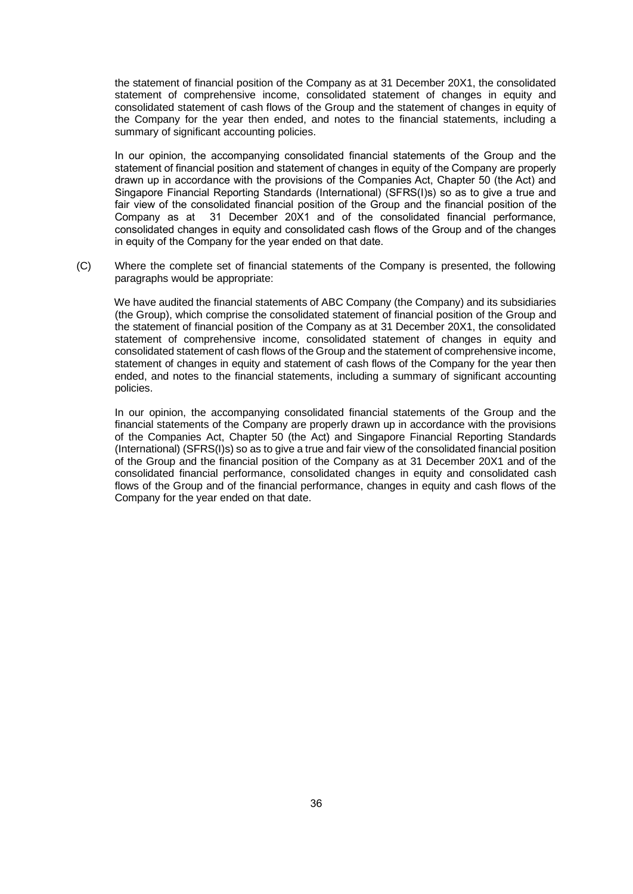the statement of financial position of the Company as at 31 December 20X1, the consolidated statement of comprehensive income, consolidated statement of changes in equity and consolidated statement of cash flows of the Group and the statement of changes in equity of the Company for the year then ended, and notes to the financial statements, including a summary of significant accounting policies.

In our opinion, the accompanying consolidated financial statements of the Group and the statement of financial position and statement of changes in equity of the Company are properly drawn up in accordance with the provisions of the Companies Act, Chapter 50 (the Act) and Singapore Financial Reporting Standards (International) (SFRS(I)s) so as to give a true and fair view of the consolidated financial position of the Group and the financial position of the Company as at 31 December 20X1 and of the consolidated financial performance, consolidated changes in equity and consolidated cash flows of the Group and of the changes in equity of the Company for the year ended on that date.

(C) Where the complete set of financial statements of the Company is presented, the following paragraphs would be appropriate:

We have audited the financial statements of ABC Company (the Company) and its subsidiaries (the Group), which comprise the consolidated statement of financial position of the Group and the statement of financial position of the Company as at 31 December 20X1, the consolidated statement of comprehensive income, consolidated statement of changes in equity and consolidated statement of cash flows of the Group and the statement of comprehensive income, statement of changes in equity and statement of cash flows of the Company for the year then ended, and notes to the financial statements, including a summary of significant accounting policies.

In our opinion, the accompanying consolidated financial statements of the Group and the financial statements of the Company are properly drawn up in accordance with the provisions of the Companies Act, Chapter 50 (the Act) and Singapore Financial Reporting Standards (International) (SFRS(I)s) so as to give a true and fair view of the consolidated financial position of the Group and the financial position of the Company as at 31 December 20X1 and of the consolidated financial performance, consolidated changes in equity and consolidated cash flows of the Group and of the financial performance, changes in equity and cash flows of the Company for the year ended on that date.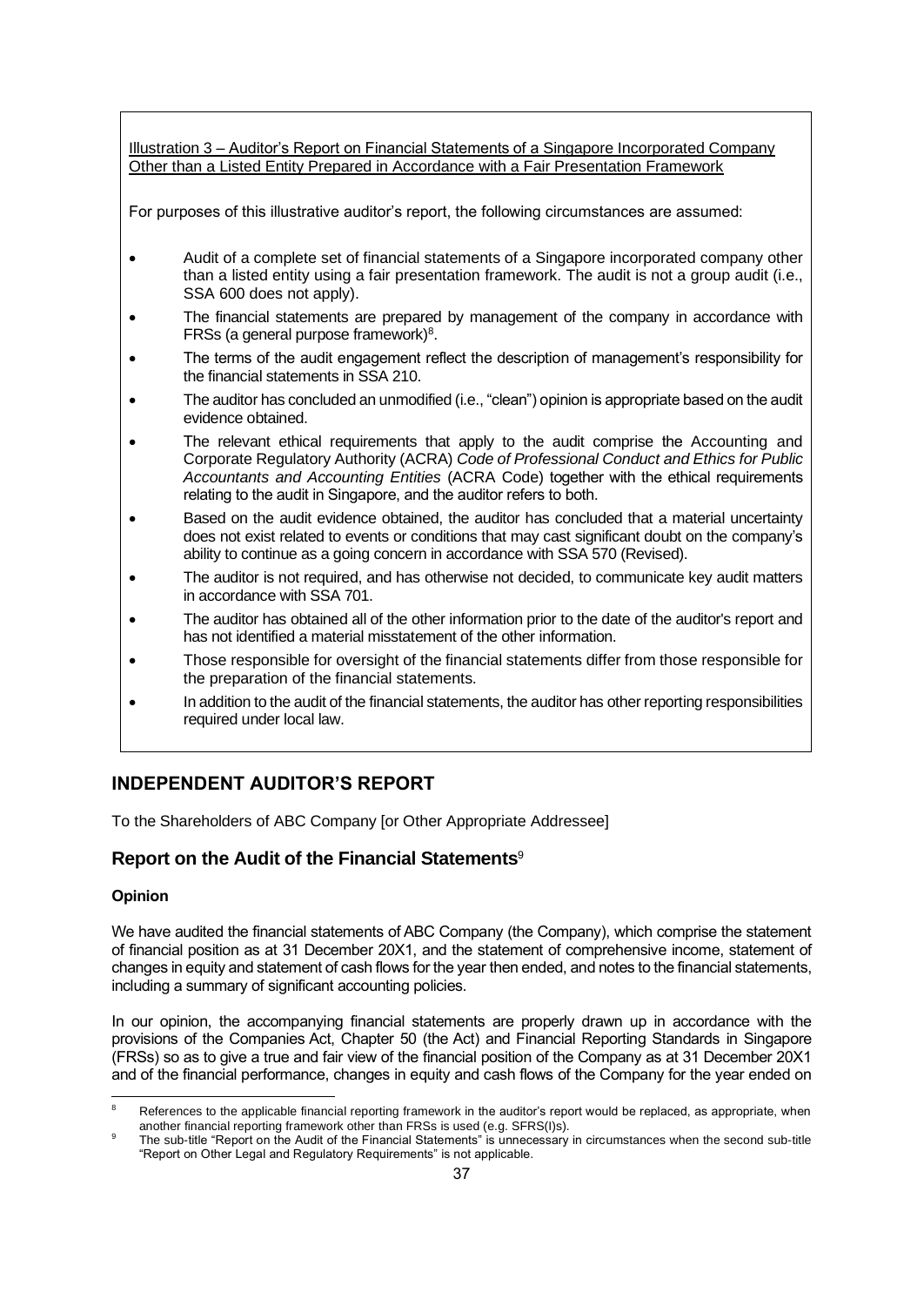Illustration 3 – Auditor's Report on Financial Statements of a Singapore Incorporated Company Other than a Listed Entity Prepared in Accordance with a Fair Presentation Framework

For purposes of this illustrative auditor's report, the following circumstances are assumed:

- Audit of a complete set of financial statements of a Singapore incorporated company other than a listed entity using a fair presentation framework. The audit is not a group audit (i.e., SSA 600 does not apply).
- The financial statements are prepared by management of the company in accordance with FRSs (a general purpose framework)[8].
- The terms of the audit engagement reflect the description of management's responsibility for the financial statements in SSA 210.
- The auditor has concluded an unmodified (i.e., "clean") opinion is appropriate based on the audit evidence obtained.
- The relevant ethical requirements that apply to the audit comprise the Accounting and Corporate Regulatory Authority (ACRA) *Code of Professional Conduct and Ethics for Public Accountants and Accounting Entities* (ACRA Code) together with the ethical requirements relating to the audit in Singapore, and the auditor refers to both.
- Based on the audit evidence obtained, the auditor has concluded that a material uncertainty does not exist related to events or conditions that may cast significant doubt on the company's ability to continue as a going concern in accordance with SSA 570 (Revised).
- The auditor is not required, and has otherwise not decided, to communicate key audit matters in accordance with SSA 701.
- The auditor has obtained all of the other information prior to the date of the auditor's report and has not identified a material misstatement of the other information.
- Those responsible for oversight of the financial statements differ from those responsible for the preparation of the financial statements.
- In addition to the audit of the financial statements, the auditor has other reporting responsibilities required under local law.

## INDEPENDENT AUDITOR'S REPORT

To the Shareholders of ABC Company [or Other Appropriate Addressee]

### Report on the Audit of the Financial Statements[9]

**Opinion**

We have audited the financial statements of ABC Company (the Company), which comprise the statement of financial position as at 31 December 20X1, and the statement of comprehensive income, statement of changes in equity and statement of cash flows for the year then ended, and notes to the financial statements, including a summary of significant accounting policies.

In our opinion, the accompanying financial statements are properly drawn up in accordance with the provisions of the Companies Act, Chapter 50 (the Act) and Financial Reporting Standards in Singapore (FRSs) so as to give a true and fair view of the financial position of the Company as at 31 December 20X1 and of the financial performance, changes in equity and cash flows of the Company for the year ended on

---

[8] References to the applicable financial reporting framework in the auditor's report would be replaced, as appropriate, when another financial reporting framework other than FRSs is used (e.g. SFRS(I)s).

[9] The sub-title "Report on the Audit of the Financial Statements" is unnecessary in circumstances when the second sub-title "Report on Other Legal and Regulatory Requirements" is not applicable.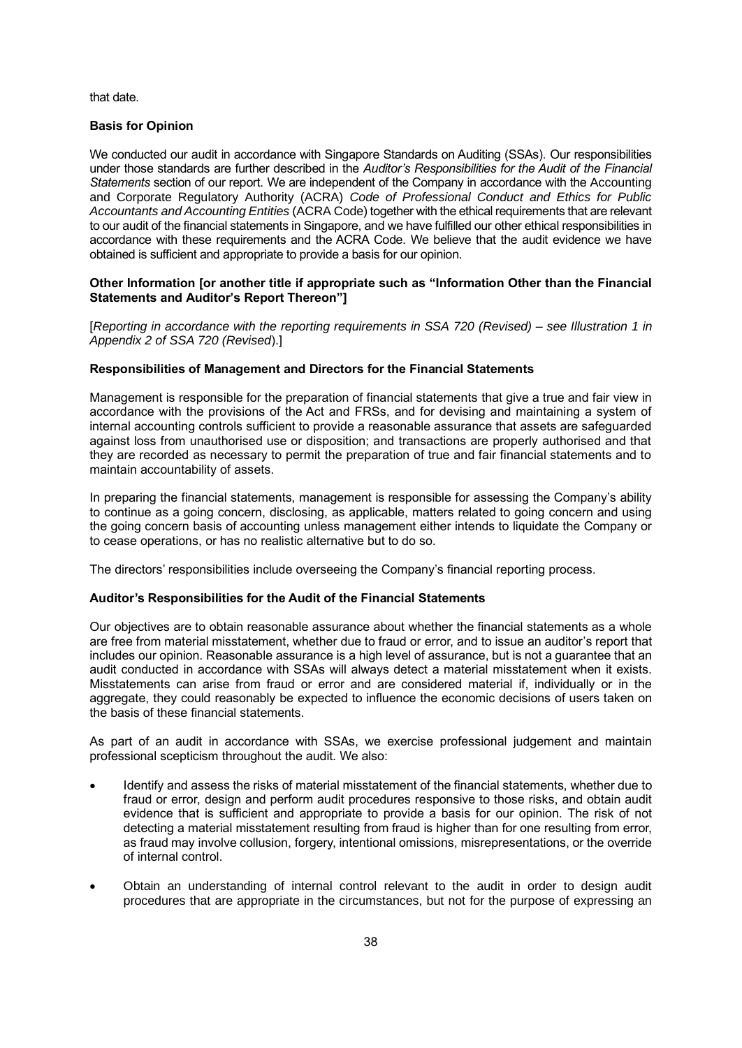that date.

**Basis for Opinion**

We conducted our audit in accordance with Singapore Standards on Auditing (SSAs). Our responsibilities under those standards are further described in the *Auditor's Responsibilities for the Audit of the Financial Statements* section of our report. We are independent of the Company in accordance with the Accounting and Corporate Regulatory Authority (ACRA) *Code of Professional Conduct and Ethics for Public Accountants and Accounting Entities* (ACRA Code) together with the ethical requirements that are relevant to our audit of the financial statements in Singapore, and we have fulfilled our other ethical responsibilities in accordance with these requirements and the ACRA Code. We believe that the audit evidence we have obtained is sufficient and appropriate to provide a basis for our opinion.

**Other Information [or another title if appropriate such as "Information Other than the Financial Statements and Auditor's Report Thereon"]**

[*Reporting in accordance with the reporting requirements in SSA 720 (Revised) – see Illustration 1 in Appendix 2 of SSA 720 (Revised*).]

**Responsibilities of Management and Directors for the Financial Statements**

Management is responsible for the preparation of financial statements that give a true and fair view in accordance with the provisions of the Act and FRSs, and for devising and maintaining a system of internal accounting controls sufficient to provide a reasonable assurance that assets are safeguarded against loss from unauthorised use or disposition; and transactions are properly authorised and that they are recorded as necessary to permit the preparation of true and fair financial statements and to maintain accountability of assets.

In preparing the financial statements, management is responsible for assessing the Company's ability to continue as a going concern, disclosing, as applicable, matters related to going concern and using the going concern basis of accounting unless management either intends to liquidate the Company or to cease operations, or has no realistic alternative but to do so.

The directors' responsibilities include overseeing the Company's financial reporting process.

**Auditor's Responsibilities for the Audit of the Financial Statements**

Our objectives are to obtain reasonable assurance about whether the financial statements as a whole are free from material misstatement, whether due to fraud or error, and to issue an auditor's report that includes our opinion. Reasonable assurance is a high level of assurance, but is not a guarantee that an audit conducted in accordance with SSAs will always detect a material misstatement when it exists. Misstatements can arise from fraud or error and are considered material if, individually or in the aggregate, they could reasonably be expected to influence the economic decisions of users taken on the basis of these financial statements.

As part of an audit in accordance with SSAs, we exercise professional judgement and maintain professional scepticism throughout the audit. We also:

- Identify and assess the risks of material misstatement of the financial statements, whether due to fraud or error, design and perform audit procedures responsive to those risks, and obtain audit evidence that is sufficient and appropriate to provide a basis for our opinion. The risk of not detecting a material misstatement resulting from fraud is higher than for one resulting from error, as fraud may involve collusion, forgery, intentional omissions, misrepresentations, or the override of internal control.

- Obtain an understanding of internal control relevant to the audit in order to design audit procedures that are appropriate in the circumstances, but not for the purpose of expressing an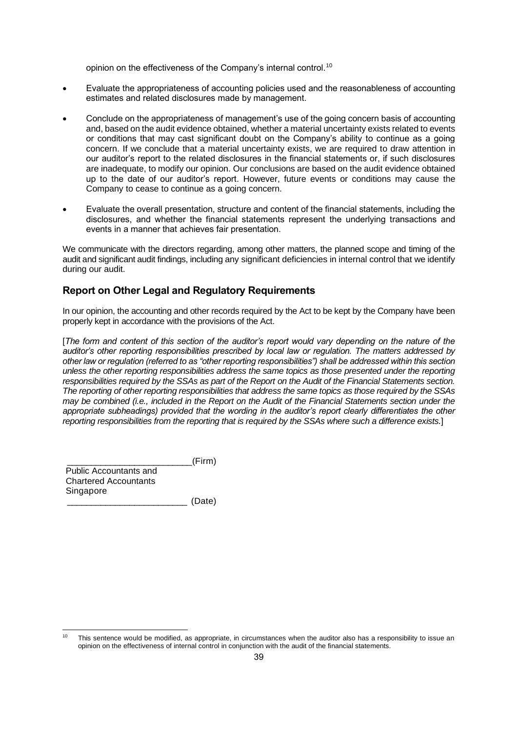opinion on the effectiveness of the Company's internal control.[10]

- Evaluate the appropriateness of accounting policies used and the reasonableness of accounting estimates and related disclosures made by management.

- Conclude on the appropriateness of management's use of the going concern basis of accounting and, based on the audit evidence obtained, whether a material uncertainty exists related to events or conditions that may cast significant doubt on the Company's ability to continue as a going concern. If we conclude that a material uncertainty exists, we are required to draw attention in our auditor's report to the related disclosures in the financial statements or, if such disclosures are inadequate, to modify our opinion. Our conclusions are based on the audit evidence obtained up to the date of our auditor's report. However, future events or conditions may cause the Company to cease to continue as a going concern.

- Evaluate the overall presentation, structure and content of the financial statements, including the disclosures, and whether the financial statements represent the underlying transactions and events in a manner that achieves fair presentation.

We communicate with the directors regarding, among other matters, the planned scope and timing of the audit and significant audit findings, including any significant deficiencies in internal control that we identify during our audit.

## Report on Other Legal and Regulatory Requirements

In our opinion, the accounting and other records required by the Act to be kept by the Company have been properly kept in accordance with the provisions of the Act.

[*The form and content of this section of the auditor's report would vary depending on the nature of the auditor's other reporting responsibilities prescribed by local law or regulation. The matters addressed by other law or regulation (referred to as "other reporting responsibilities") shall be addressed within this section unless the other reporting responsibilities address the same topics as those presented under the reporting responsibilities required by the SSAs as part of the Report on the Audit of the Financial Statements section. The reporting of other reporting responsibilities that address the same topics as those required by the SSAs may be combined (i.e., included in the Report on the Audit of the Financial Statements section under the appropriate subheadings) provided that the wording in the auditor's report clearly differentiates the other reporting responsibilities from the reporting that is required by the SSAs where such a difference exists.*]

_________________________(Firm)
Public Accountants and
Chartered Accountants
Singapore
_________________________ (Date)

---

[10] This sentence would be modified, as appropriate, in circumstances when the auditor also has a responsibility to issue an opinion on the effectiveness of internal control in conjunction with the audit of the financial statements.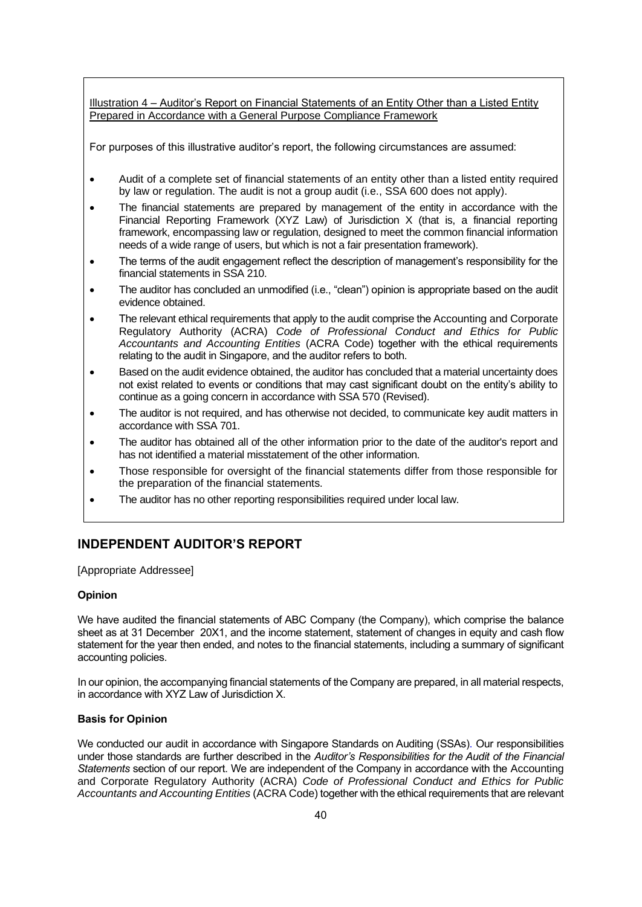Illustration 4 – Auditor's Report on Financial Statements of an Entity Other than a Listed Entity Prepared in Accordance with a General Purpose Compliance Framework

For purposes of this illustrative auditor's report, the following circumstances are assumed:

- Audit of a complete set of financial statements of an entity other than a listed entity required by law or regulation. The audit is not a group audit (i.e., SSA 600 does not apply).
- The financial statements are prepared by management of the entity in accordance with the Financial Reporting Framework (XYZ Law) of Jurisdiction X (that is, a financial reporting framework, encompassing law or regulation, designed to meet the common financial information needs of a wide range of users, but which is not a fair presentation framework).
- The terms of the audit engagement reflect the description of management's responsibility for the financial statements in SSA 210.
- The auditor has concluded an unmodified (i.e., "clean") opinion is appropriate based on the audit evidence obtained.
- The relevant ethical requirements that apply to the audit comprise the Accounting and Corporate Regulatory Authority (ACRA) *Code of Professional Conduct and Ethics for Public Accountants and Accounting Entities* (ACRA Code) together with the ethical requirements relating to the audit in Singapore, and the auditor refers to both.
- Based on the audit evidence obtained, the auditor has concluded that a material uncertainty does not exist related to events or conditions that may cast significant doubt on the entity's ability to continue as a going concern in accordance with SSA 570 (Revised).
- The auditor is not required, and has otherwise not decided, to communicate key audit matters in accordance with SSA 701.
- The auditor has obtained all of the other information prior to the date of the auditor's report and has not identified a material misstatement of the other information.
- Those responsible for oversight of the financial statements differ from those responsible for the preparation of the financial statements.
- The auditor has no other reporting responsibilities required under local law.

## INDEPENDENT AUDITOR'S REPORT

[Appropriate Addressee]

**Opinion**

We have audited the financial statements of ABC Company (the Company), which comprise the balance sheet as at 31 December 20X1, and the income statement, statement of changes in equity and cash flow statement for the year then ended, and notes to the financial statements, including a summary of significant accounting policies.

In our opinion, the accompanying financial statements of the Company are prepared, in all material respects, in accordance with XYZ Law of Jurisdiction X.

**Basis for Opinion**

We conducted our audit in accordance with Singapore Standards on Auditing (SSAs). Our responsibilities under those standards are further described in the *Auditor's Responsibilities for the Audit of the Financial Statements* section of our report. We are independent of the Company in accordance with the Accounting and Corporate Regulatory Authority (ACRA) *Code of Professional Conduct and Ethics for Public Accountants and Accounting Entities* (ACRA Code) together with the ethical requirements that are relevant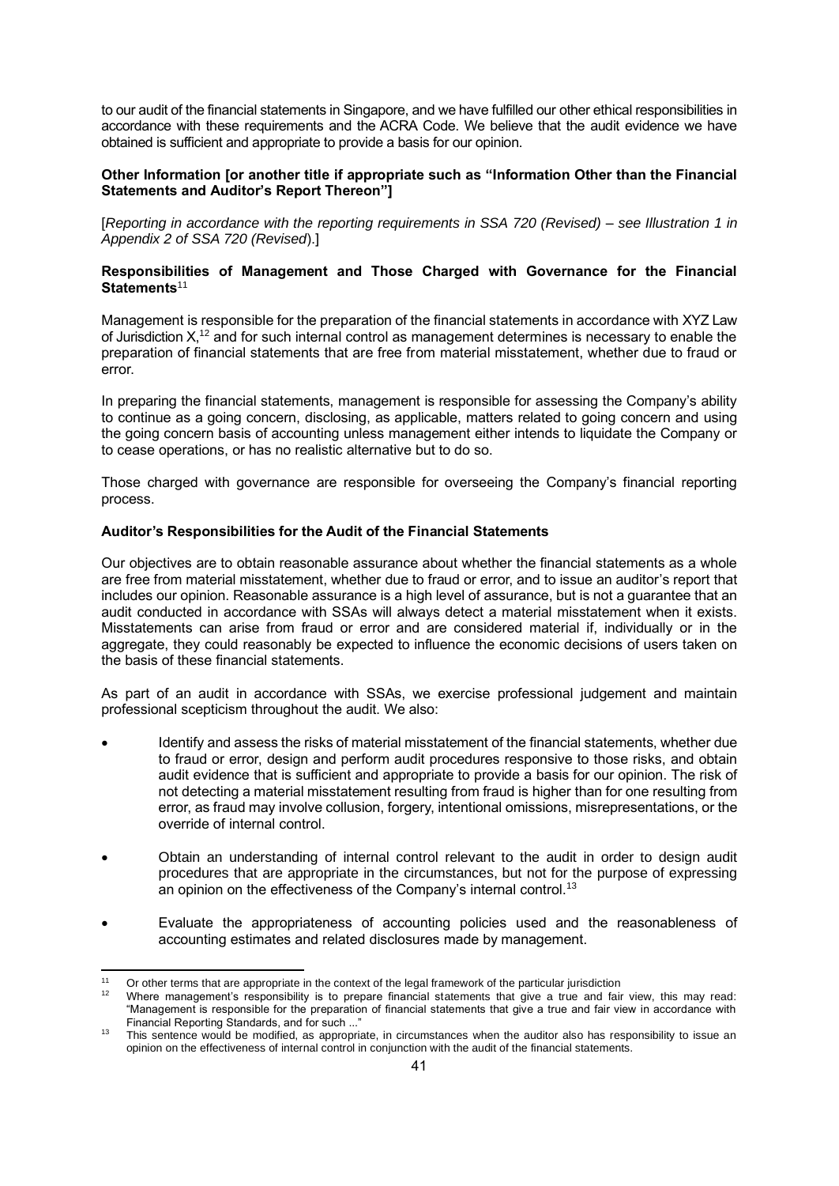to our audit of the financial statements in Singapore, and we have fulfilled our other ethical responsibilities in accordance with these requirements and the ACRA Code. We believe that the audit evidence we have obtained is sufficient and appropriate to provide a basis for our opinion.

**Other Information [or another title if appropriate such as "Information Other than the Financial Statements and Auditor's Report Thereon"]**

[*Reporting in accordance with the reporting requirements in SSA 720 (Revised) – see Illustration 1 in Appendix 2 of SSA 720 (Revised)*.]

**Responsibilities of Management and Those Charged with Governance for the Financial Statements**[11]

Management is responsible for the preparation of the financial statements in accordance with XYZ Law of Jurisdiction X,[12] and for such internal control as management determines is necessary to enable the preparation of financial statements that are free from material misstatement, whether due to fraud or error.

In preparing the financial statements, management is responsible for assessing the Company's ability to continue as a going concern, disclosing, as applicable, matters related to going concern and using the going concern basis of accounting unless management either intends to liquidate the Company or to cease operations, or has no realistic alternative but to do so.

Those charged with governance are responsible for overseeing the Company's financial reporting process.

**Auditor's Responsibilities for the Audit of the Financial Statements**

Our objectives are to obtain reasonable assurance about whether the financial statements as a whole are free from material misstatement, whether due to fraud or error, and to issue an auditor's report that includes our opinion. Reasonable assurance is a high level of assurance, but is not a guarantee that an audit conducted in accordance with SSAs will always detect a material misstatement when it exists. Misstatements can arise from fraud or error and are considered material if, individually or in the aggregate, they could reasonably be expected to influence the economic decisions of users taken on the basis of these financial statements.

As part of an audit in accordance with SSAs, we exercise professional judgement and maintain professional scepticism throughout the audit. We also:

- Identify and assess the risks of material misstatement of the financial statements, whether due to fraud or error, design and perform audit procedures responsive to those risks, and obtain audit evidence that is sufficient and appropriate to provide a basis for our opinion. The risk of not detecting a material misstatement resulting from fraud is higher than for one resulting from error, as fraud may involve collusion, forgery, intentional omissions, misrepresentations, or the override of internal control.
- Obtain an understanding of internal control relevant to the audit in order to design audit procedures that are appropriate in the circumstances, but not for the purpose of expressing an opinion on the effectiveness of the Company's internal control.[13]
- Evaluate the appropriateness of accounting policies used and the reasonableness of accounting estimates and related disclosures made by management.

---

[11] Or other terms that are appropriate in the context of the legal framework of the particular jurisdiction

[12] Where management's responsibility is to prepare financial statements that give a true and fair view, this may read: "Management is responsible for the preparation of financial statements that give a true and fair view in accordance with Financial Reporting Standards, and for such ..."

[13] This sentence would be modified, as appropriate, in circumstances when the auditor also has responsibility to issue an opinion on the effectiveness of internal control in conjunction with the audit of the financial statements.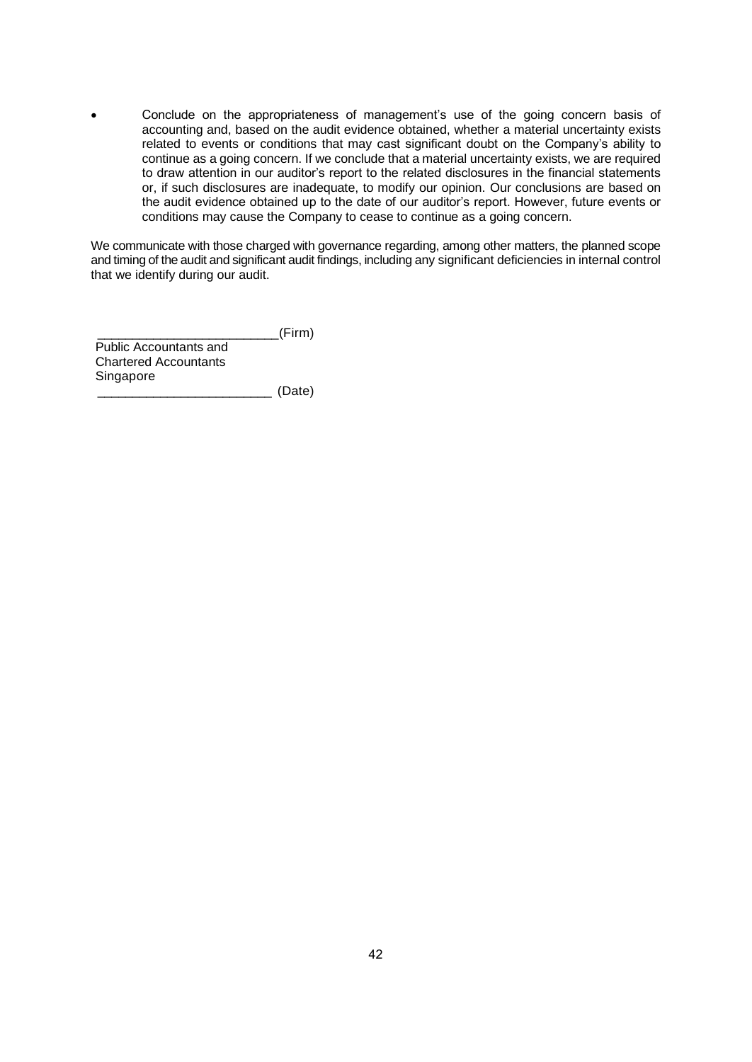- Conclude on the appropriateness of management's use of the going concern basis of accounting and, based on the audit evidence obtained, whether a material uncertainty exists related to events or conditions that may cast significant doubt on the Company's ability to continue as a going concern. If we conclude that a material uncertainty exists, we are required to draw attention in our auditor's report to the related disclosures in the financial statements or, if such disclosures are inadequate, to modify our opinion. Our conclusions are based on the audit evidence obtained up to the date of our auditor's report. However, future events or conditions may cause the Company to cease to continue as a going concern.

We communicate with those charged with governance regarding, among other matters, the planned scope and timing of the audit and significant audit findings, including any significant deficiencies in internal control that we identify during our audit.

________________________(Firm)
Public Accountants and
Chartered Accountants
Singapore
________________________ (Date)